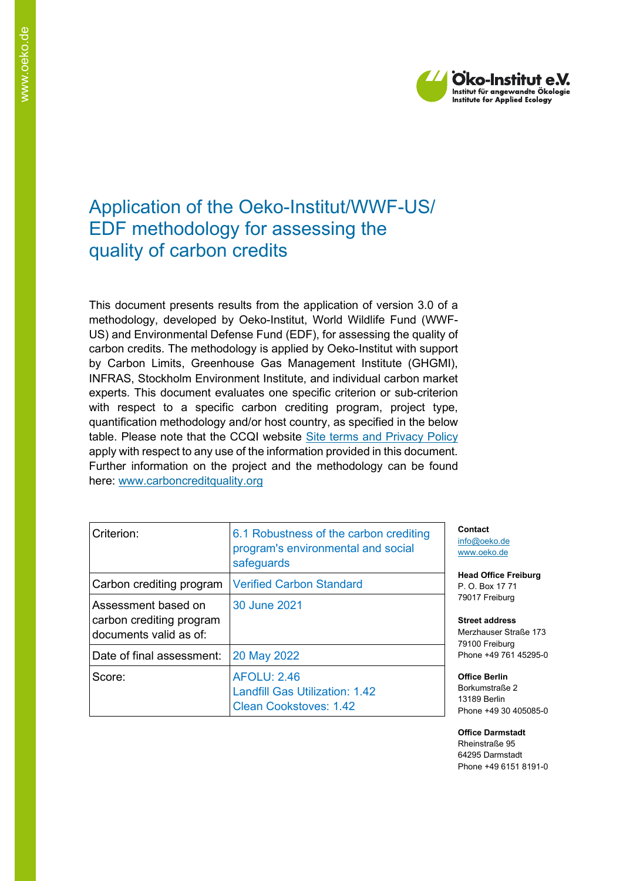# Application of the Oeko-Institut/WWF-US/ EDF methodology for assessing the quality of carbon credits

This document presents results from the application of version 3.0 of a methodology, developed by Oeko-Institut, World Wildlife Fund (WWF-US) and Environmental Defense Fund (EDF), for assessing the quality of carbon credits. The methodology is applied by Oeko-Institut with support by Carbon Limits, Greenhouse Gas Management Institute (GHGMI), INFRAS, Stockholm Environment Institute, and individual carbon market experts. This document evaluates one specific criterion or sub-criterion with respect to a specific carbon crediting program, project type, quantification methodology and/or host country, as specified in the below table. Please note that the CCQI website Site terms and Privacy Policy apply with respect to any use of the information provided in this document. Further information on the project and the methodology can be found here: www.carboncreditquality.org

| Criterion: | 6.1 Robustness of the carbon crediting program's environmental and social safeguards |
|---|---|
| Carbon crediting program | Verified Carbon Standard |
| Assessment based on carbon crediting program documents valid as of: | 30 June 2021 |
| Date of final assessment: | 20 May 2022 |
| Score: | AFOLU: 2.46<br>Landfill Gas Utilization: 1.42<br>Clean Cookstoves: 1.42 |

**Contact**
info@oeko.de
www.oeko.de

**Head Office Freiburg**
P. O. Box 17 71
79017 Freiburg

**Street address**
Merzhauser Straße 173
79100 Freiburg
Phone +49 761 45295-0

**Office Berlin**
Borkumstraße 2
13189 Berlin
Phone +49 30 405085-0

**Office Darmstadt**
Rheinstraße 95
64295 Darmstadt
Phone +49 6151 8191-0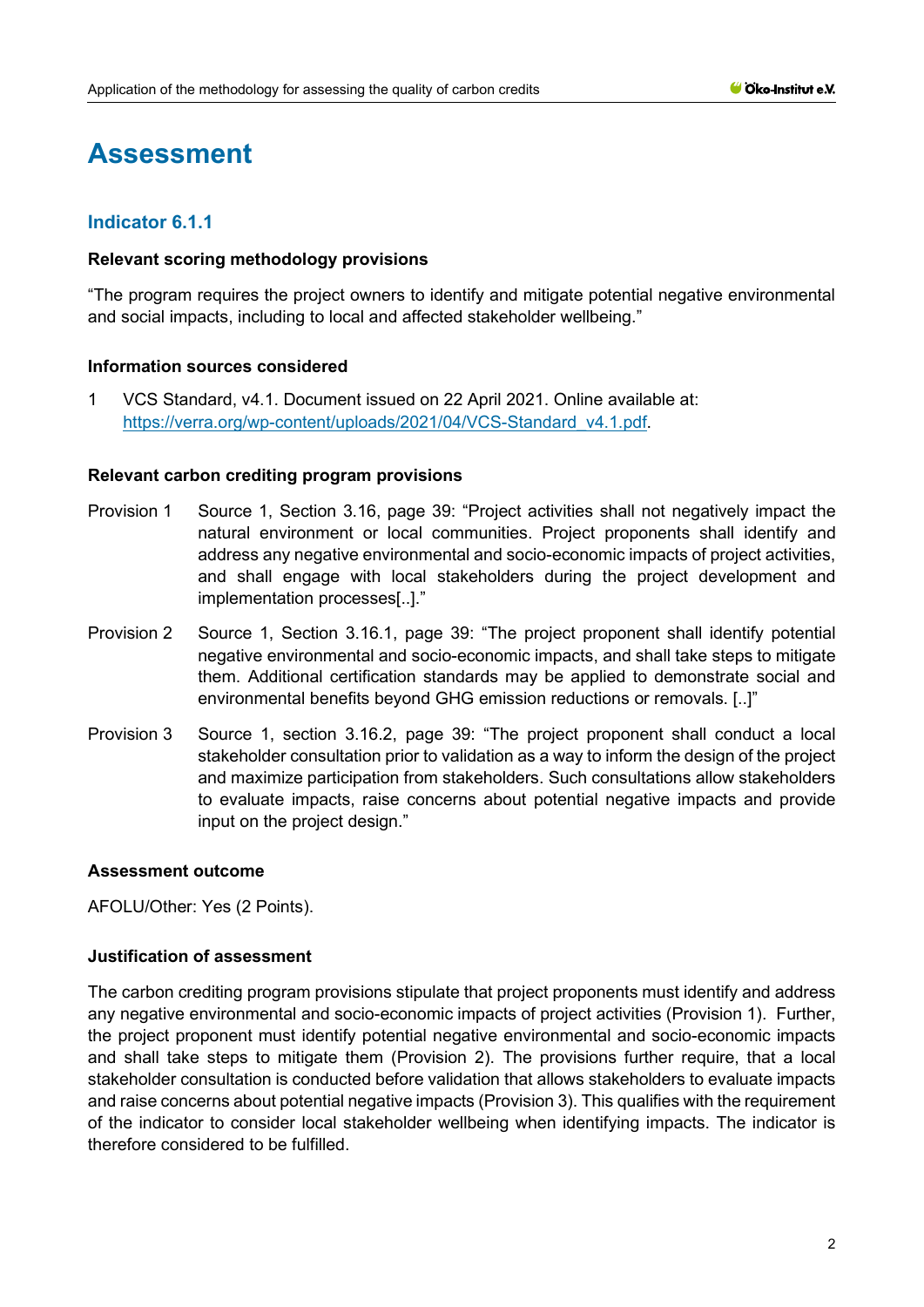# Assessment

## Indicator 6.1.1

**Relevant scoring methodology provisions**

"The program requires the project owners to identify and mitigate potential negative environmental and social impacts, including to local and affected stakeholder wellbeing."

**Information sources considered**

1 VCS Standard, v4.1. Document issued on 22 April 2021. Online available at: https://verra.org/wp-content/uploads/2021/04/VCS-Standard_v4.1.pdf.

**Relevant carbon crediting program provisions**

Provision 1 Source 1, Section 3.16, page 39: "Project activities shall not negatively impact the natural environment or local communities. Project proponents shall identify and address any negative environmental and socio-economic impacts of project activities, and shall engage with local stakeholders during the project development and implementation processes[..]."

Provision 2 Source 1, Section 3.16.1, page 39: "The project proponent shall identify potential negative environmental and socio-economic impacts, and shall take steps to mitigate them. Additional certification standards may be applied to demonstrate social and environmental benefits beyond GHG emission reductions or removals. [..]"

Provision 3 Source 1, section 3.16.2, page 39: "The project proponent shall conduct a local stakeholder consultation prior to validation as a way to inform the design of the project and maximize participation from stakeholders. Such consultations allow stakeholders to evaluate impacts, raise concerns about potential negative impacts and provide input on the project design."

**Assessment outcome**

AFOLU/Other: Yes (2 Points).

**Justification of assessment**

The carbon crediting program provisions stipulate that project proponents must identify and address any negative environmental and socio-economic impacts of project activities (Provision 1). Further, the project proponent must identify potential negative environmental and socio-economic impacts and shall take steps to mitigate them (Provision 2). The provisions further require, that a local stakeholder consultation is conducted before validation that allows stakeholders to evaluate impacts and raise concerns about potential negative impacts (Provision 3). This qualifies with the requirement of the indicator to consider local stakeholder wellbeing when identifying impacts. The indicator is therefore considered to be fulfilled.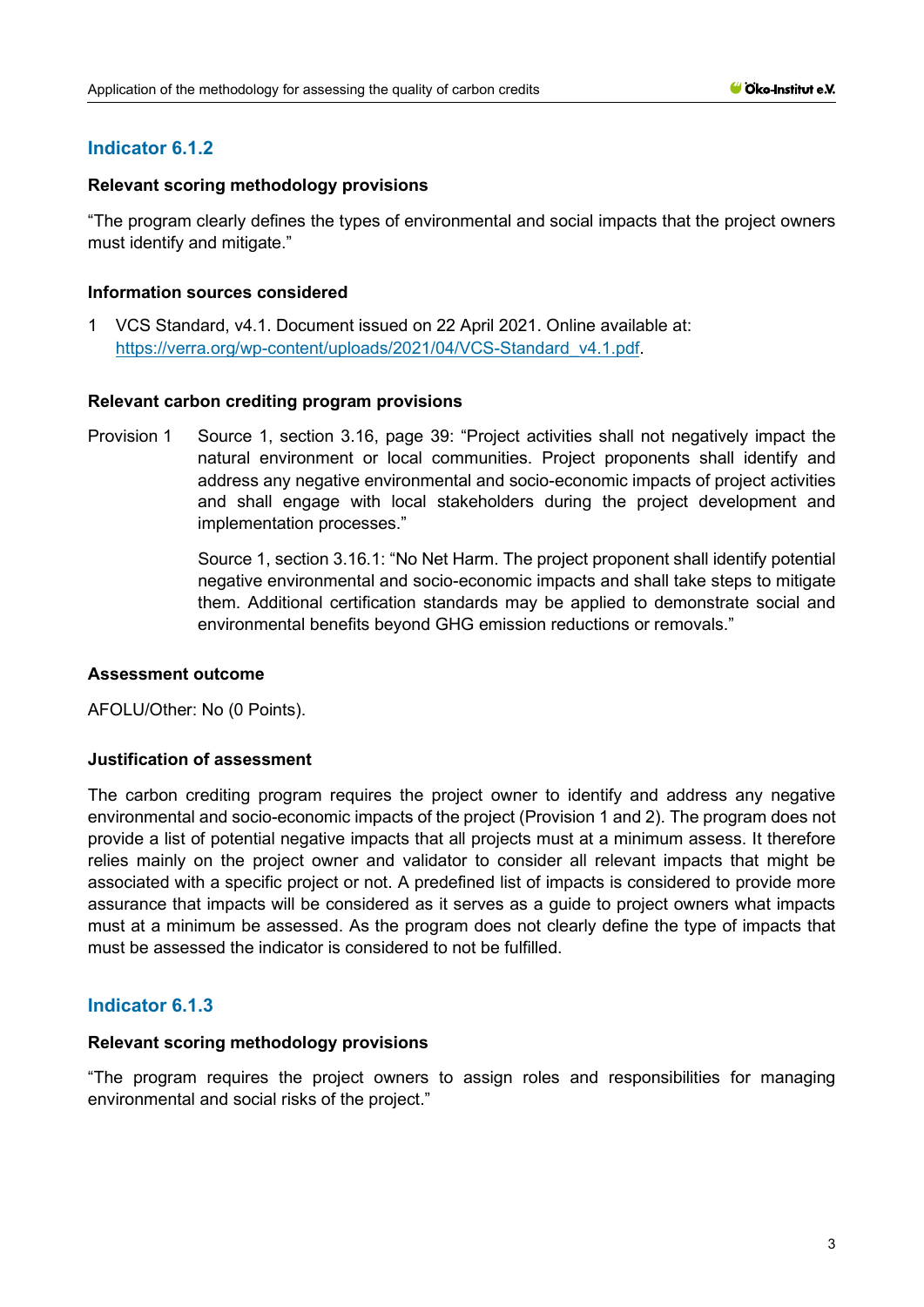### Indicator 6.1.2

**Relevant scoring methodology provisions**

"The program clearly defines the types of environmental and social impacts that the project owners must identify and mitigate."

**Information sources considered**

1 VCS Standard, v4.1. Document issued on 22 April 2021. Online available at: https://verra.org/wp-content/uploads/2021/04/VCS-Standard_v4.1.pdf.

**Relevant carbon crediting program provisions**

Provision 1 Source 1, section 3.16, page 39: "Project activities shall not negatively impact the natural environment or local communities. Project proponents shall identify and address any negative environmental and socio-economic impacts of project activities and shall engage with local stakeholders during the project development and implementation processes."

Source 1, section 3.16.1: "No Net Harm. The project proponent shall identify potential negative environmental and socio-economic impacts and shall take steps to mitigate them. Additional certification standards may be applied to demonstrate social and environmental benefits beyond GHG emission reductions or removals."

**Assessment outcome**

AFOLU/Other: No (0 Points).

**Justification of assessment**

The carbon crediting program requires the project owner to identify and address any negative environmental and socio-economic impacts of the project (Provision 1 and 2). The program does not provide a list of potential negative impacts that all projects must at a minimum assess. It therefore relies mainly on the project owner and validator to consider all relevant impacts that might be associated with a specific project or not. A predefined list of impacts is considered to provide more assurance that impacts will be considered as it serves as a guide to project owners what impacts must at a minimum be assessed. As the program does not clearly define the type of impacts that must be assessed the indicator is considered to not be fulfilled.

### Indicator 6.1.3

**Relevant scoring methodology provisions**

"The program requires the project owners to assign roles and responsibilities for managing environmental and social risks of the project."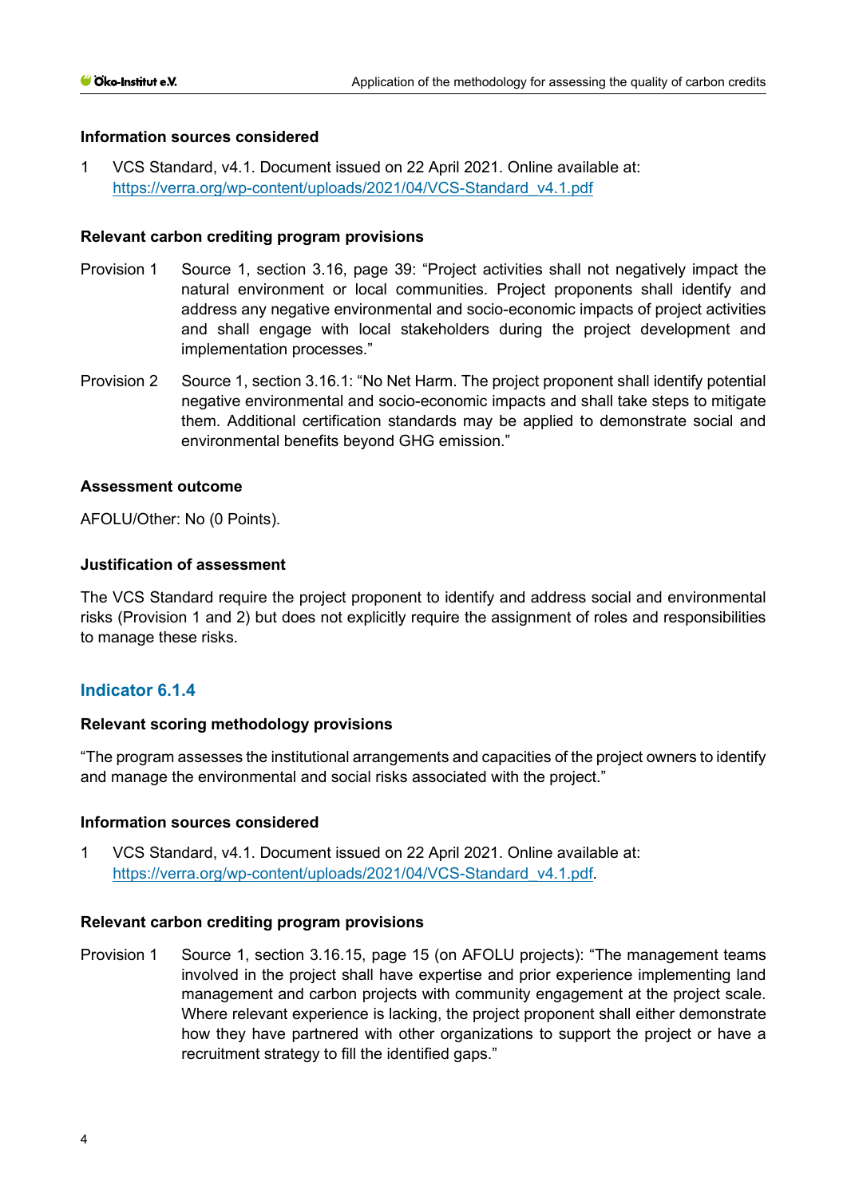#### Information sources considered

1 VCS Standard, v4.1. Document issued on 22 April 2021. Online available at: https://verra.org/wp-content/uploads/2021/04/VCS-Standard_v4.1.pdf

#### Relevant carbon crediting program provisions

Provision 1 Source 1, section 3.16, page 39: "Project activities shall not negatively impact the natural environment or local communities. Project proponents shall identify and address any negative environmental and socio-economic impacts of project activities and shall engage with local stakeholders during the project development and implementation processes."

Provision 2 Source 1, section 3.16.1: "No Net Harm. The project proponent shall identify potential negative environmental and socio-economic impacts and shall take steps to mitigate them. Additional certification standards may be applied to demonstrate social and environmental benefits beyond GHG emission."

#### Assessment outcome

AFOLU/Other: No (0 Points).

#### Justification of assessment

The VCS Standard require the project proponent to identify and address social and environmental risks (Provision 1 and 2) but does not explicitly require the assignment of roles and responsibilities to manage these risks.

### Indicator 6.1.4

#### Relevant scoring methodology provisions

"The program assesses the institutional arrangements and capacities of the project owners to identify and manage the environmental and social risks associated with the project."

#### Information sources considered

1 VCS Standard, v4.1. Document issued on 22 April 2021. Online available at: https://verra.org/wp-content/uploads/2021/04/VCS-Standard_v4.1.pdf.

#### Relevant carbon crediting program provisions

Provision 1 Source 1, section 3.16.15, page 15 (on AFOLU projects): "The management teams involved in the project shall have expertise and prior experience implementing land management and carbon projects with community engagement at the project scale. Where relevant experience is lacking, the project proponent shall either demonstrate how they have partnered with other organizations to support the project or have a recruitment strategy to fill the identified gaps."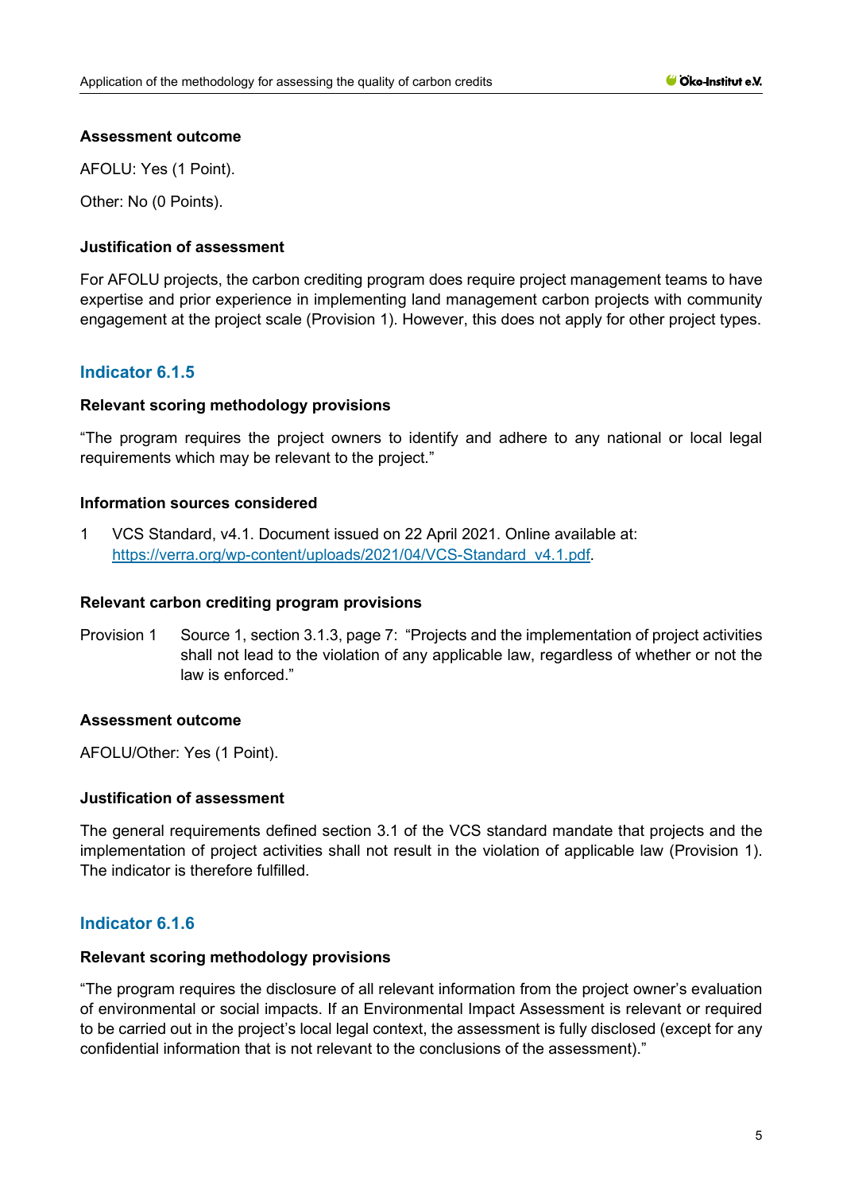#### Assessment outcome

AFOLU: Yes (1 Point).

Other: No (0 Points).

#### Justification of assessment

For AFOLU projects, the carbon crediting program does require project management teams to have expertise and prior experience in implementing land management carbon projects with community engagement at the project scale (Provision 1). However, this does not apply for other project types.

### Indicator 6.1.5

#### Relevant scoring methodology provisions

"The program requires the project owners to identify and adhere to any national or local legal requirements which may be relevant to the project."

#### Information sources considered

1 VCS Standard, v4.1. Document issued on 22 April 2021. Online available at: https://verra.org/wp-content/uploads/2021/04/VCS-Standard_v4.1.pdf.

#### Relevant carbon crediting program provisions

Provision 1 Source 1, section 3.1.3, page 7: "Projects and the implementation of project activities shall not lead to the violation of any applicable law, regardless of whether or not the law is enforced."

#### Assessment outcome

AFOLU/Other: Yes (1 Point).

#### Justification of assessment

The general requirements defined section 3.1 of the VCS standard mandate that projects and the implementation of project activities shall not result in the violation of applicable law (Provision 1). The indicator is therefore fulfilled.

### Indicator 6.1.6

#### Relevant scoring methodology provisions

"The program requires the disclosure of all relevant information from the project owner's evaluation of environmental or social impacts. If an Environmental Impact Assessment is relevant or required to be carried out in the project's local legal context, the assessment is fully disclosed (except for any confidential information that is not relevant to the conclusions of the assessment)."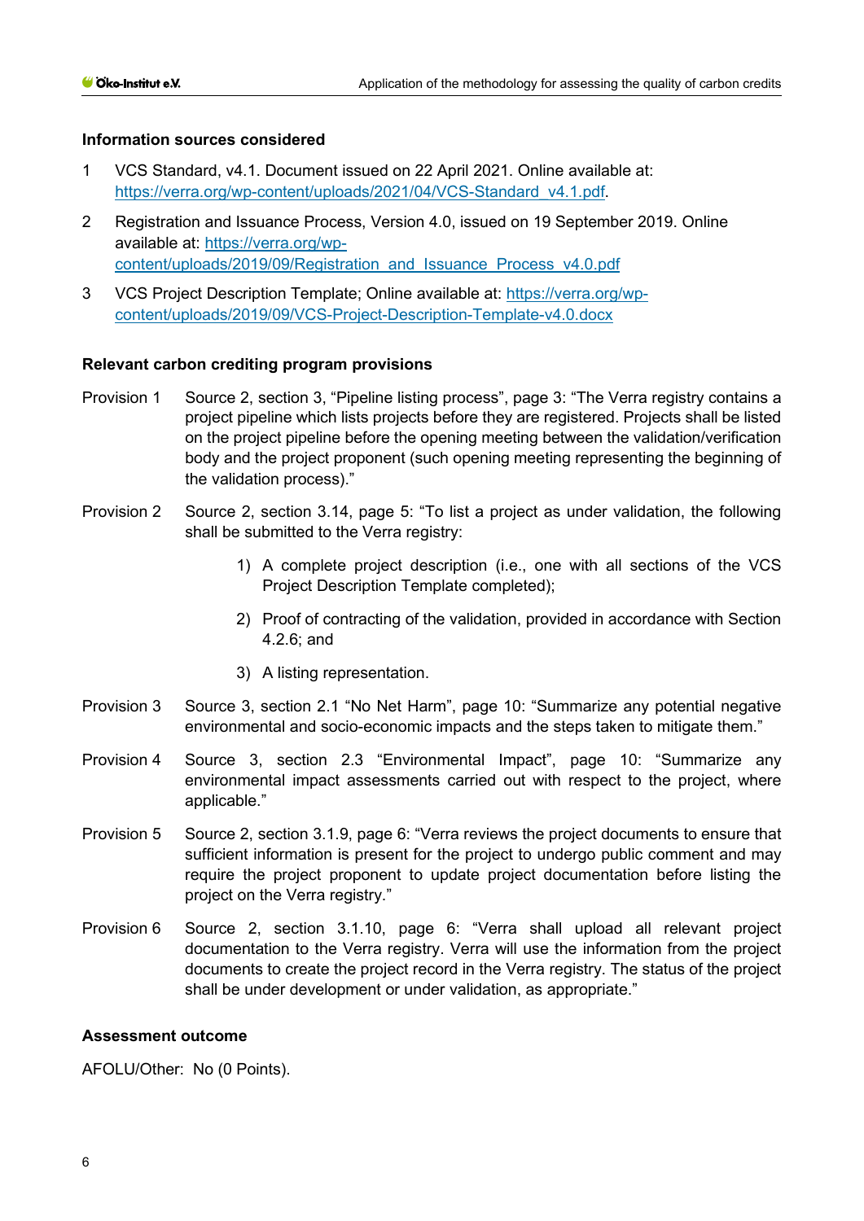**Information sources considered**

1. VCS Standard, v4.1. Document issued on 22 April 2021. Online available at: https://verra.org/wp-content/uploads/2021/04/VCS-Standard_v4.1.pdf.
2. Registration and Issuance Process, Version 4.0, issued on 19 September 2019. Online available at: https://verra.org/wp-content/uploads/2019/09/Registration_and_Issuance_Process_v4.0.pdf
3. VCS Project Description Template; Online available at: https://verra.org/wp-content/uploads/2019/09/VCS-Project-Description-Template-v4.0.docx

**Relevant carbon crediting program provisions**

Provision 1 Source 2, section 3, "Pipeline listing process", page 3: "The Verra registry contains a project pipeline which lists projects before they are registered. Projects shall be listed on the project pipeline before the opening meeting between the validation/verification body and the project proponent (such opening meeting representing the beginning of the validation process)."

Provision 2 Source 2, section 3.14, page 5: "To list a project as under validation, the following shall be submitted to the Verra registry:

1) A complete project description (i.e., one with all sections of the VCS Project Description Template completed);
2) Proof of contracting of the validation, provided in accordance with Section 4.2.6; and
3) A listing representation.

Provision 3 Source 3, section 2.1 "No Net Harm", page 10: "Summarize any potential negative environmental and socio-economic impacts and the steps taken to mitigate them."

Provision 4 Source 3, section 2.3 "Environmental Impact", page 10: "Summarize any environmental impact assessments carried out with respect to the project, where applicable."

Provision 5 Source 2, section 3.1.9, page 6: "Verra reviews the project documents to ensure that sufficient information is present for the project to undergo public comment and may require the project proponent to update project documentation before listing the project on the Verra registry."

Provision 6 Source 2, section 3.1.10, page 6: "Verra shall upload all relevant project documentation to the Verra registry. Verra will use the information from the project documents to create the project record in the Verra registry. The status of the project shall be under development or under validation, as appropriate."

**Assessment outcome**

AFOLU/Other: No (0 Points).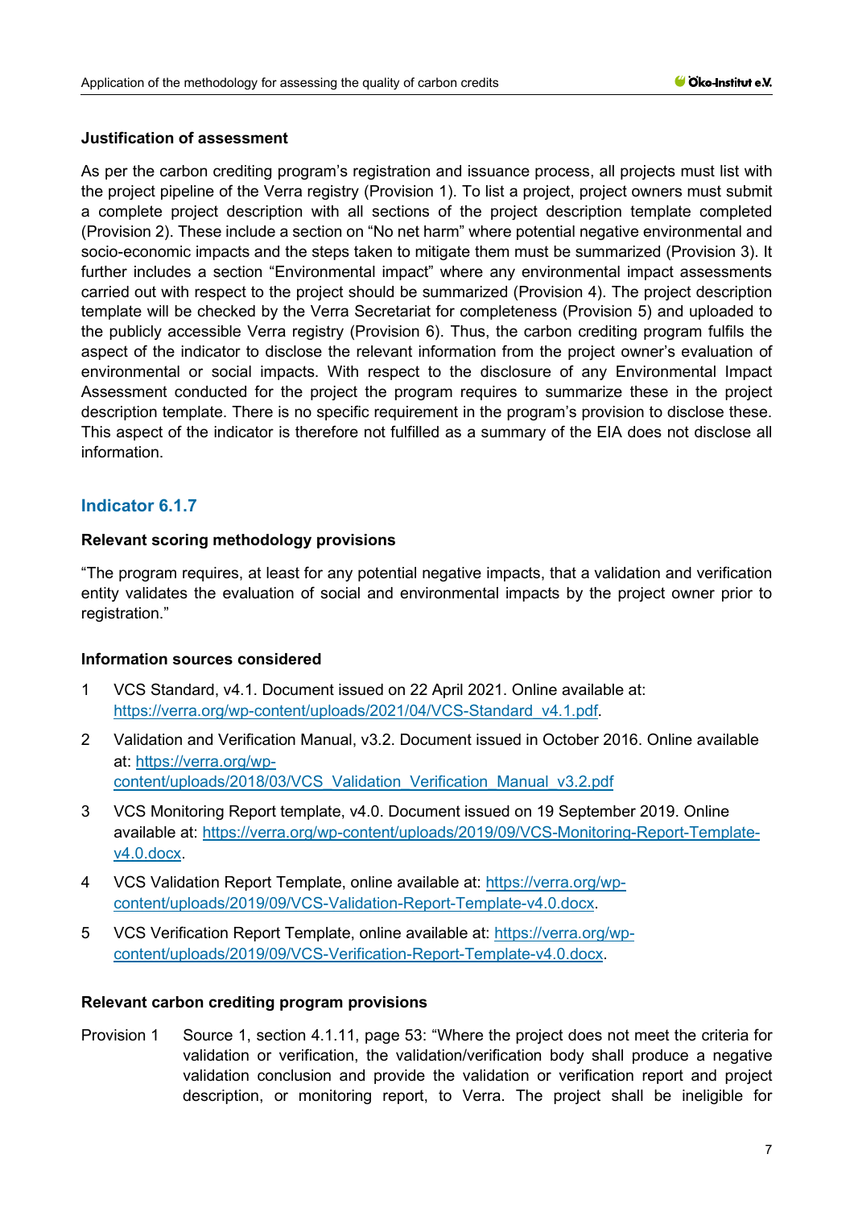**Justification of assessment**

As per the carbon crediting program's registration and issuance process, all projects must list with the project pipeline of the Verra registry (Provision 1). To list a project, project owners must submit a complete project description with all sections of the project description template completed (Provision 2). These include a section on "No net harm" where potential negative environmental and socio-economic impacts and the steps taken to mitigate them must be summarized (Provision 3). It further includes a section "Environmental impact" where any environmental impact assessments carried out with respect to the project should be summarized (Provision 4). The project description template will be checked by the Verra Secretariat for completeness (Provision 5) and uploaded to the publicly accessible Verra registry (Provision 6). Thus, the carbon crediting program fulfils the aspect of the indicator to disclose the relevant information from the project owner's evaluation of environmental or social impacts. With respect to the disclosure of any Environmental Impact Assessment conducted for the project the program requires to summarize these in the project description template. There is no specific requirement in the program's provision to disclose these. This aspect of the indicator is therefore not fulfilled as a summary of the EIA does not disclose all information.

## Indicator 6.1.7

**Relevant scoring methodology provisions**

"The program requires, at least for any potential negative impacts, that a validation and verification entity validates the evaluation of social and environmental impacts by the project owner prior to registration."

**Information sources considered**

1. VCS Standard, v4.1. Document issued on 22 April 2021. Online available at: https://verra.org/wp-content/uploads/2021/04/VCS-Standard_v4.1.pdf.
2. Validation and Verification Manual, v3.2. Document issued in October 2016. Online available at: https://verra.org/wp-content/uploads/2018/03/VCS_Validation_Verification_Manual_v3.2.pdf
3. VCS Monitoring Report template, v4.0. Document issued on 19 September 2019. Online available at: https://verra.org/wp-content/uploads/2019/09/VCS-Monitoring-Report-Template-v4.0.docx.
4. VCS Validation Report Template, online available at: https://verra.org/wp-content/uploads/2019/09/VCS-Validation-Report-Template-v4.0.docx.
5. VCS Verification Report Template, online available at: https://verra.org/wp-content/uploads/2019/09/VCS-Verification-Report-Template-v4.0.docx.

**Relevant carbon crediting program provisions**

Provision 1 Source 1, section 4.1.11, page 53: "Where the project does not meet the criteria for validation or verification, the validation/verification body shall produce a negative validation conclusion and provide the validation or verification report and project description, or monitoring report, to Verra. The project shall be ineligible for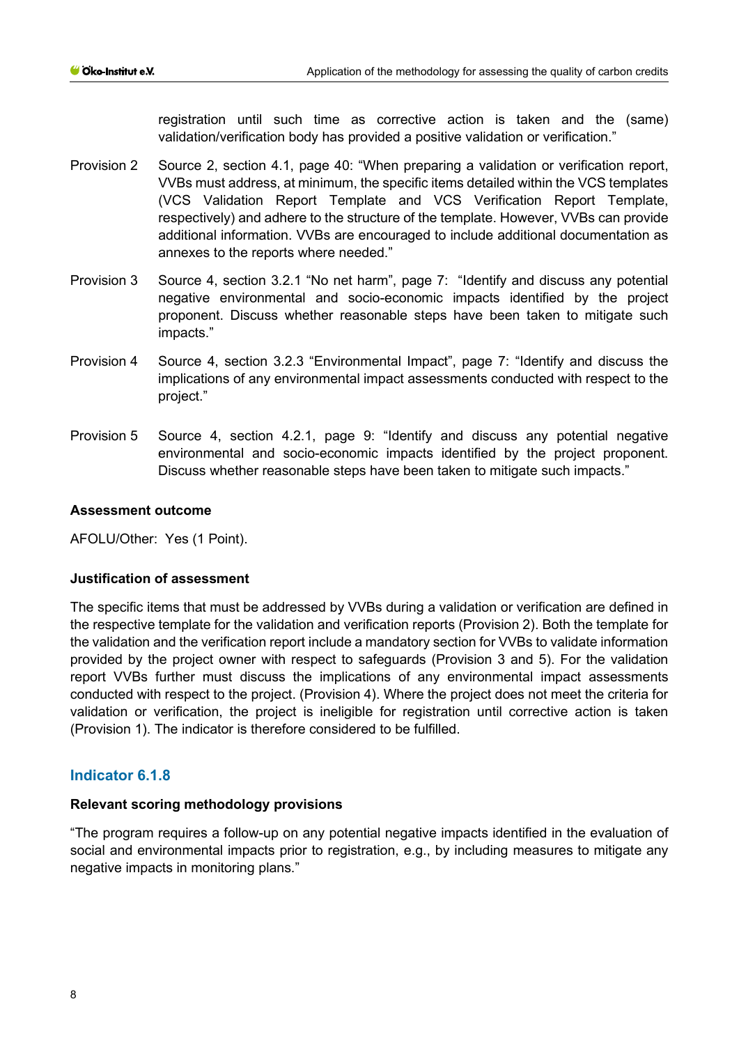registration until such time as corrective action is taken and the (same) validation/verification body has provided a positive validation or verification."

Provision 2 Source 2, section 4.1, page 40: "When preparing a validation or verification report, VVBs must address, at minimum, the specific items detailed within the VCS templates (VCS Validation Report Template and VCS Verification Report Template, respectively) and adhere to the structure of the template. However, VVBs can provide additional information. VVBs are encouraged to include additional documentation as annexes to the reports where needed."

Provision 3 Source 4, section 3.2.1 "No net harm", page 7: "Identify and discuss any potential negative environmental and socio-economic impacts identified by the project proponent. Discuss whether reasonable steps have been taken to mitigate such impacts."

Provision 4 Source 4, section 3.2.3 "Environmental Impact", page 7: "Identify and discuss the implications of any environmental impact assessments conducted with respect to the project."

Provision 5 Source 4, section 4.2.1, page 9: "Identify and discuss any potential negative environmental and socio-economic impacts identified by the project proponent. Discuss whether reasonable steps have been taken to mitigate such impacts."

**Assessment outcome**

AFOLU/Other: Yes (1 Point).

**Justification of assessment**

The specific items that must be addressed by VVBs during a validation or verification are defined in the respective template for the validation and verification reports (Provision 2). Both the template for the validation and the verification report include a mandatory section for VVBs to validate information provided by the project owner with respect to safeguards (Provision 3 and 5). For the validation report VVBs further must discuss the implications of any environmental impact assessments conducted with respect to the project. (Provision 4). Where the project does not meet the criteria for validation or verification, the project is ineligible for registration until corrective action is taken (Provision 1). The indicator is therefore considered to be fulfilled.

## Indicator 6.1.8

**Relevant scoring methodology provisions**

"The program requires a follow-up on any potential negative impacts identified in the evaluation of social and environmental impacts prior to registration, e.g., by including measures to mitigate any negative impacts in monitoring plans."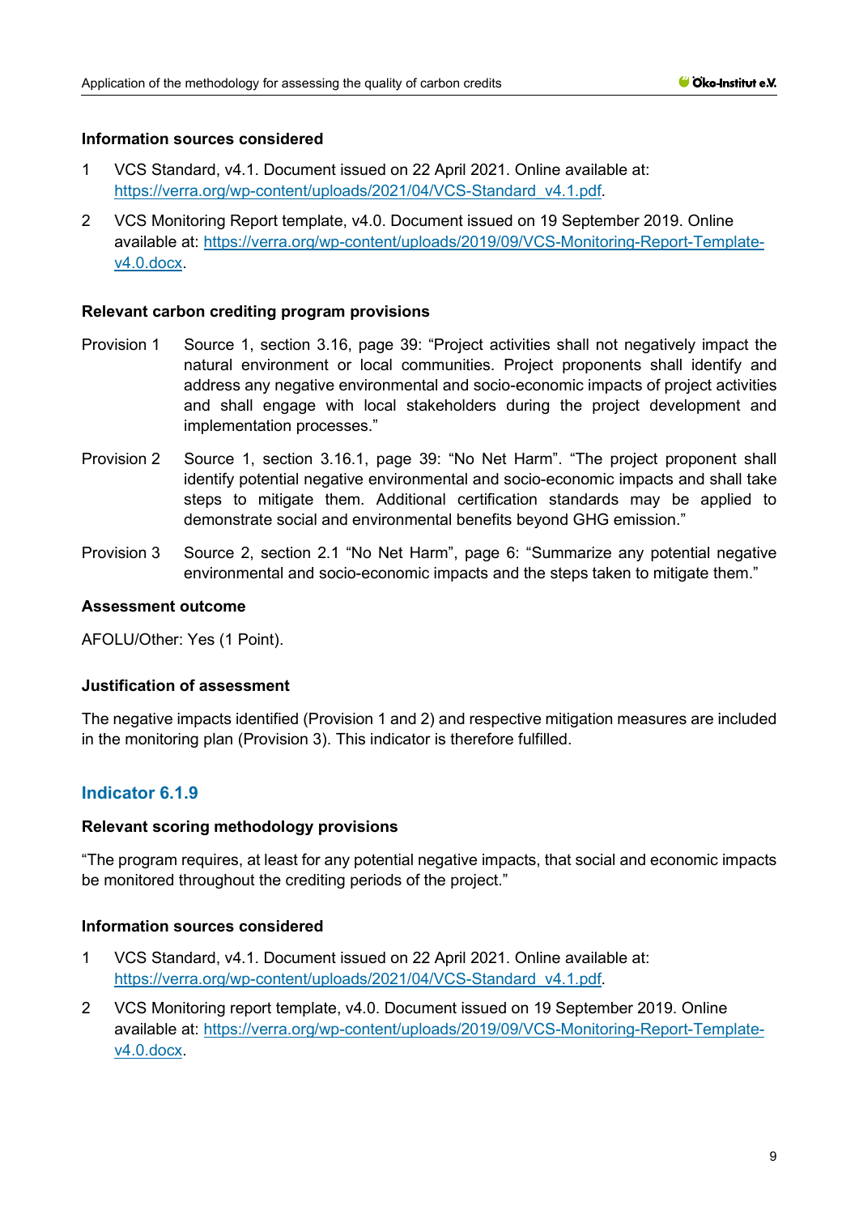**Information sources considered**

1. VCS Standard, v4.1. Document issued on 22 April 2021. Online available at: https://verra.org/wp-content/uploads/2021/04/VCS-Standard_v4.1.pdf.
2. VCS Monitoring Report template, v4.0. Document issued on 19 September 2019. Online available at: https://verra.org/wp-content/uploads/2019/09/VCS-Monitoring-Report-Template-v4.0.docx.

**Relevant carbon crediting program provisions**

Provision 1 Source 1, section 3.16, page 39: "Project activities shall not negatively impact the natural environment or local communities. Project proponents shall identify and address any negative environmental and socio-economic impacts of project activities and shall engage with local stakeholders during the project development and implementation processes."

Provision 2 Source 1, section 3.16.1, page 39: "No Net Harm". "The project proponent shall identify potential negative environmental and socio-economic impacts and shall take steps to mitigate them. Additional certification standards may be applied to demonstrate social and environmental benefits beyond GHG emission."

Provision 3 Source 2, section 2.1 "No Net Harm", page 6: "Summarize any potential negative environmental and socio-economic impacts and the steps taken to mitigate them."

**Assessment outcome**

AFOLU/Other: Yes (1 Point).

**Justification of assessment**

The negative impacts identified (Provision 1 and 2) and respective mitigation measures are included in the monitoring plan (Provision 3). This indicator is therefore fulfilled.

## Indicator 6.1.9

**Relevant scoring methodology provisions**

"The program requires, at least for any potential negative impacts, that social and economic impacts be monitored throughout the crediting periods of the project."

**Information sources considered**

1. VCS Standard, v4.1. Document issued on 22 April 2021. Online available at: https://verra.org/wp-content/uploads/2021/04/VCS-Standard_v4.1.pdf.
2. VCS Monitoring report template, v4.0. Document issued on 19 September 2019. Online available at: https://verra.org/wp-content/uploads/2019/09/VCS-Monitoring-Report-Template-v4.0.docx.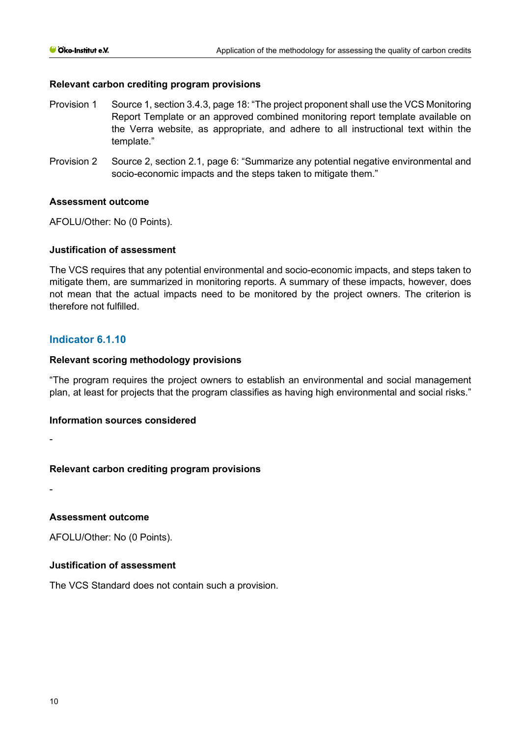#### Relevant carbon crediting program provisions

Provision 1 Source 1, section 3.4.3, page 18: “The project proponent shall use the VCS Monitoring Report Template or an approved combined monitoring report template available on the Verra website, as appropriate, and adhere to all instructional text within the template.”

Provision 2 Source 2, section 2.1, page 6: “Summarize any potential negative environmental and socio-economic impacts and the steps taken to mitigate them.”

#### Assessment outcome

AFOLU/Other: No (0 Points).

#### Justification of assessment

The VCS requires that any potential environmental and socio-economic impacts, and steps taken to mitigate them, are summarized in monitoring reports. A summary of these impacts, however, does not mean that the actual impacts need to be monitored by the project owners. The criterion is therefore not fulfilled.

### Indicator 6.1.10

#### Relevant scoring methodology provisions

“The program requires the project owners to establish an environmental and social management plan, at least for projects that the program classifies as having high environmental and social risks.”

#### Information sources considered

-

#### Relevant carbon crediting program provisions

-

#### Assessment outcome

AFOLU/Other: No (0 Points).

#### Justification of assessment

The VCS Standard does not contain such a provision.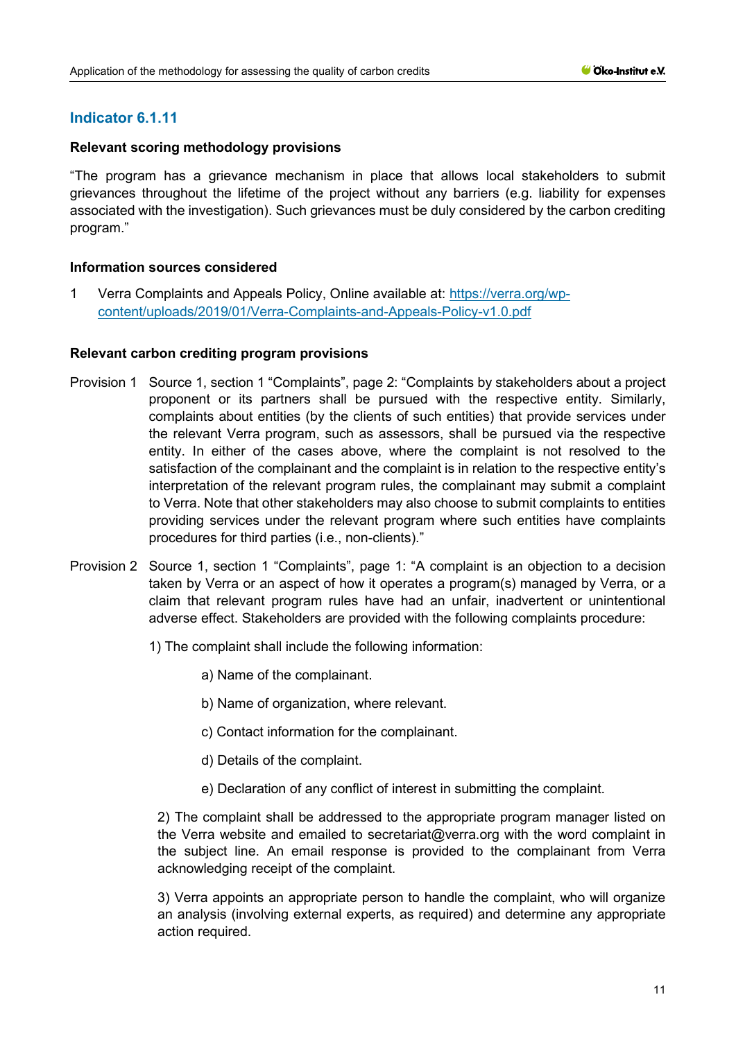## Indicator 6.1.11

**Relevant scoring methodology provisions**

"The program has a grievance mechanism in place that allows local stakeholders to submit grievances throughout the lifetime of the project without any barriers (e.g. liability for expenses associated with the investigation). Such grievances must be duly considered by the carbon crediting program."

**Information sources considered**

1 Verra Complaints and Appeals Policy, Online available at: https://verra.org/wp-content/uploads/2019/01/Verra-Complaints-and-Appeals-Policy-v1.0.pdf

**Relevant carbon crediting program provisions**

Provision 1 Source 1, section 1 "Complaints", page 2: "Complaints by stakeholders about a project proponent or its partners shall be pursued with the respective entity. Similarly, complaints about entities (by the clients of such entities) that provide services under the relevant Verra program, such as assessors, shall be pursued via the respective entity. In either of the cases above, where the complaint is not resolved to the satisfaction of the complainant and the complaint is in relation to the respective entity's interpretation of the relevant program rules, the complainant may submit a complaint to Verra. Note that other stakeholders may also choose to submit complaints to entities providing services under the relevant program where such entities have complaints procedures for third parties (i.e., non-clients)."

Provision 2 Source 1, section 1 "Complaints", page 1: "A complaint is an objection to a decision taken by Verra or an aspect of how it operates a program(s) managed by Verra, or a claim that relevant program rules have had an unfair, inadvertent or unintentional adverse effect. Stakeholders are provided with the following complaints procedure:

1) The complaint shall include the following information:

a) Name of the complainant.

b) Name of organization, where relevant.

c) Contact information for the complainant.

d) Details of the complaint.

e) Declaration of any conflict of interest in submitting the complaint.

2) The complaint shall be addressed to the appropriate program manager listed on the Verra website and emailed to secretariat@verra.org with the word complaint in the subject line. An email response is provided to the complainant from Verra acknowledging receipt of the complaint.

3) Verra appoints an appropriate person to handle the complaint, who will organize an analysis (involving external experts, as required) and determine any appropriate action required.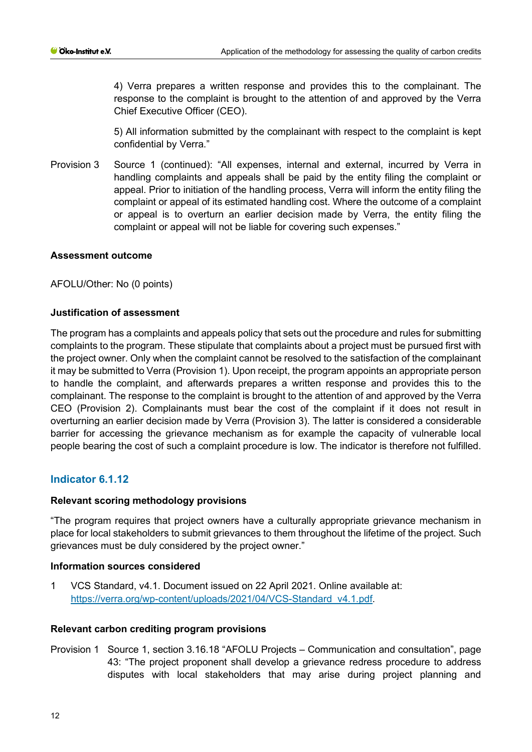4) Verra prepares a written response and provides this to the complainant. The response to the complaint is brought to the attention of and approved by the Verra Chief Executive Officer (CEO).

5) All information submitted by the complainant with respect to the complaint is kept confidential by Verra."

Provision 3 Source 1 (continued): "All expenses, internal and external, incurred by Verra in handling complaints and appeals shall be paid by the entity filing the complaint or appeal. Prior to initiation of the handling process, Verra will inform the entity filing the complaint or appeal of its estimated handling cost. Where the outcome of a complaint or appeal is to overturn an earlier decision made by Verra, the entity filing the complaint or appeal will not be liable for covering such expenses."

**Assessment outcome**

AFOLU/Other: No (0 points)

**Justification of assessment**

The program has a complaints and appeals policy that sets out the procedure and rules for submitting complaints to the program. These stipulate that complaints about a project must be pursued first with the project owner. Only when the complaint cannot be resolved to the satisfaction of the complainant it may be submitted to Verra (Provision 1). Upon receipt, the program appoints an appropriate person to handle the complaint, and afterwards prepares a written response and provides this to the complainant. The response to the complaint is brought to the attention of and approved by the Verra CEO (Provision 2). Complainants must bear the cost of the complaint if it does not result in overturning an earlier decision made by Verra (Provision 3). The latter is considered a considerable barrier for accessing the grievance mechanism as for example the capacity of vulnerable local people bearing the cost of such a complaint procedure is low. The indicator is therefore not fulfilled.

## Indicator 6.1.12

**Relevant scoring methodology provisions**

"The program requires that project owners have a culturally appropriate grievance mechanism in place for local stakeholders to submit grievances to them throughout the lifetime of the project. Such grievances must be duly considered by the project owner."

**Information sources considered**

1 VCS Standard, v4.1. Document issued on 22 April 2021. Online available at: https://verra.org/wp-content/uploads/2021/04/VCS-Standard_v4.1.pdf.

**Relevant carbon crediting program provisions**

Provision 1 Source 1, section 3.16.18 "AFOLU Projects – Communication and consultation", page 43: "The project proponent shall develop a grievance redress procedure to address disputes with local stakeholders that may arise during project planning and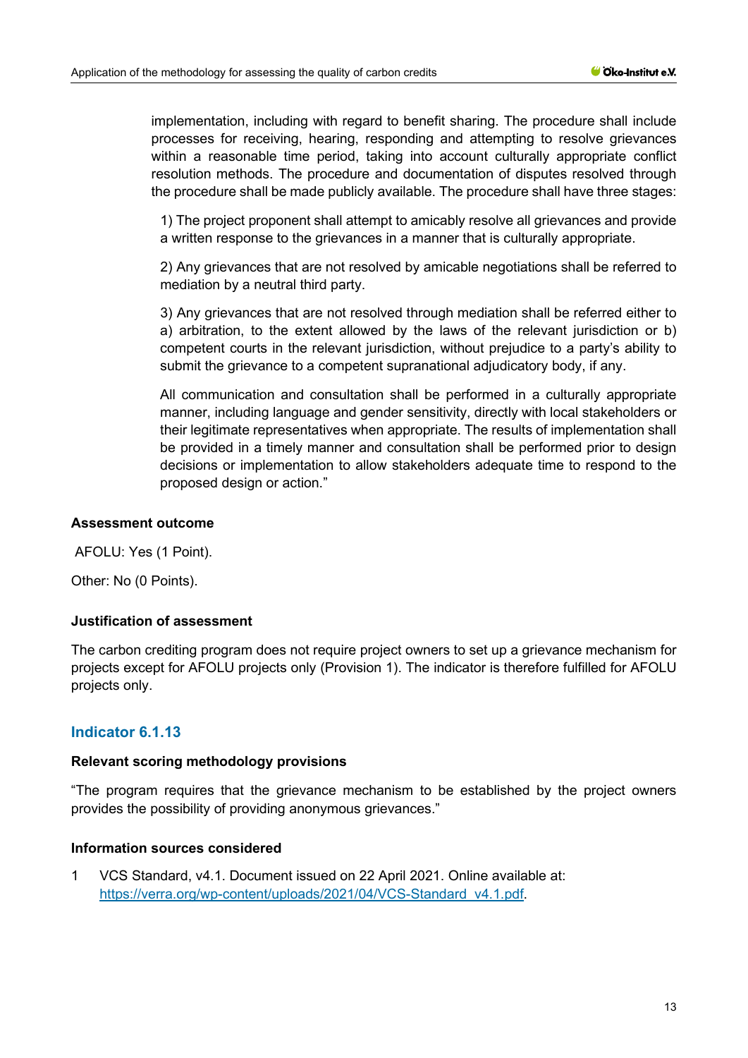implementation, including with regard to benefit sharing. The procedure shall include processes for receiving, hearing, responding and attempting to resolve grievances within a reasonable time period, taking into account culturally appropriate conflict resolution methods. The procedure and documentation of disputes resolved through the procedure shall be made publicly available. The procedure shall have three stages:

> 1) The project proponent shall attempt to amicably resolve all grievances and provide a written response to the grievances in a manner that is culturally appropriate.
>
> 2) Any grievances that are not resolved by amicable negotiations shall be referred to mediation by a neutral third party.
>
> 3) Any grievances that are not resolved through mediation shall be referred either to a) arbitration, to the extent allowed by the laws of the relevant jurisdiction or b) competent courts in the relevant jurisdiction, without prejudice to a party's ability to submit the grievance to a competent supranational adjudicatory body, if any.
>
> All communication and consultation shall be performed in a culturally appropriate manner, including language and gender sensitivity, directly with local stakeholders or their legitimate representatives when appropriate. The results of implementation shall be provided in a timely manner and consultation shall be performed prior to design decisions or implementation to allow stakeholders adequate time to respond to the proposed design or action."

**Assessment outcome**

AFOLU: Yes (1 Point).

Other: No (0 Points).

**Justification of assessment**

The carbon crediting program does not require project owners to set up a grievance mechanism for projects except for AFOLU projects only (Provision 1). The indicator is therefore fulfilled for AFOLU projects only.

## Indicator 6.1.13

**Relevant scoring methodology provisions**

"The program requires that the grievance mechanism to be established by the project owners provides the possibility of providing anonymous grievances."

**Information sources considered**

1 VCS Standard, v4.1. Document issued on 22 April 2021. Online available at: https://verra.org/wp-content/uploads/2021/04/VCS-Standard_v4.1.pdf.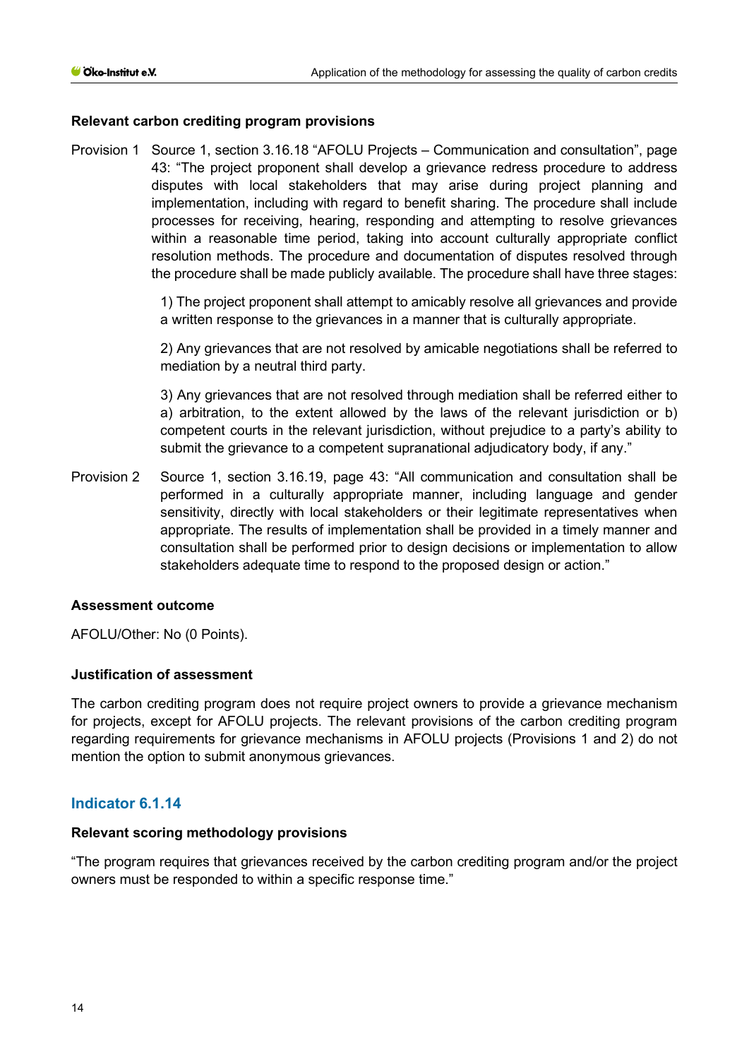**Relevant carbon crediting program provisions**

Provision 1 Source 1, section 3.16.18 "AFOLU Projects – Communication and consultation", page 43: "The project proponent shall develop a grievance redress procedure to address disputes with local stakeholders that may arise during project planning and implementation, including with regard to benefit sharing. The procedure shall include processes for receiving, hearing, responding and attempting to resolve grievances within a reasonable time period, taking into account culturally appropriate conflict resolution methods. The procedure and documentation of disputes resolved through the procedure shall be made publicly available. The procedure shall have three stages:

1) The project proponent shall attempt to amicably resolve all grievances and provide a written response to the grievances in a manner that is culturally appropriate.

2) Any grievances that are not resolved by amicable negotiations shall be referred to mediation by a neutral third party.

3) Any grievances that are not resolved through mediation shall be referred either to a) arbitration, to the extent allowed by the laws of the relevant jurisdiction or b) competent courts in the relevant jurisdiction, without prejudice to a party's ability to submit the grievance to a competent supranational adjudicatory body, if any."

Provision 2 Source 1, section 3.16.19, page 43: "All communication and consultation shall be performed in a culturally appropriate manner, including language and gender sensitivity, directly with local stakeholders or their legitimate representatives when appropriate. The results of implementation shall be provided in a timely manner and consultation shall be performed prior to design decisions or implementation to allow stakeholders adequate time to respond to the proposed design or action."

**Assessment outcome**

AFOLU/Other: No (0 Points).

**Justification of assessment**

The carbon crediting program does not require project owners to provide a grievance mechanism for projects, except for AFOLU projects. The relevant provisions of the carbon crediting program regarding requirements for grievance mechanisms in AFOLU projects (Provisions 1 and 2) do not mention the option to submit anonymous grievances.

## Indicator 6.1.14

**Relevant scoring methodology provisions**

"The program requires that grievances received by the carbon crediting program and/or the project owners must be responded to within a specific response time."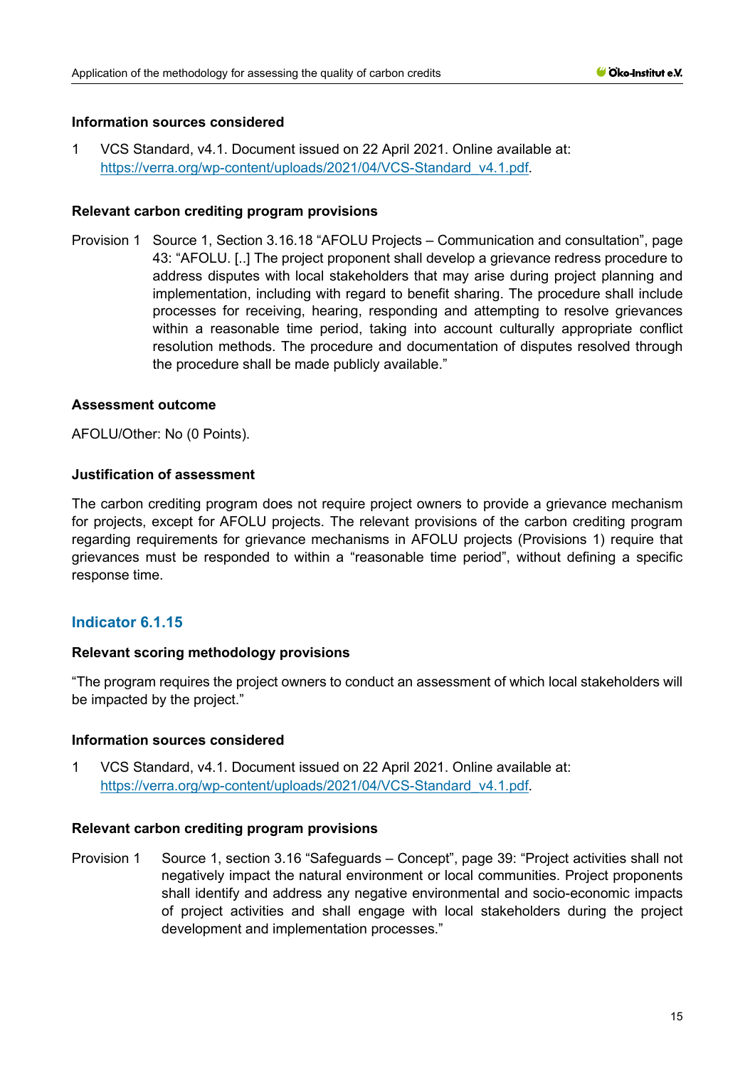#### Information sources considered

1 VCS Standard, v4.1. Document issued on 22 April 2021. Online available at: https://verra.org/wp-content/uploads/2021/04/VCS-Standard_v4.1.pdf.

#### Relevant carbon crediting program provisions

Provision 1 Source 1, Section 3.16.18 "AFOLU Projects – Communication and consultation", page 43: "AFOLU. [..] The project proponent shall develop a grievance redress procedure to address disputes with local stakeholders that may arise during project planning and implementation, including with regard to benefit sharing. The procedure shall include processes for receiving, hearing, responding and attempting to resolve grievances within a reasonable time period, taking into account culturally appropriate conflict resolution methods. The procedure and documentation of disputes resolved through the procedure shall be made publicly available."

#### Assessment outcome

AFOLU/Other: No (0 Points).

#### Justification of assessment

The carbon crediting program does not require project owners to provide a grievance mechanism for projects, except for AFOLU projects. The relevant provisions of the carbon crediting program regarding requirements for grievance mechanisms in AFOLU projects (Provisions 1) require that grievances must be responded to within a "reasonable time period", without defining a specific response time.

### Indicator 6.1.15

#### Relevant scoring methodology provisions

"The program requires the project owners to conduct an assessment of which local stakeholders will be impacted by the project."

#### Information sources considered

1 VCS Standard, v4.1. Document issued on 22 April 2021. Online available at: https://verra.org/wp-content/uploads/2021/04/VCS-Standard_v4.1.pdf.

#### Relevant carbon crediting program provisions

Provision 1 Source 1, section 3.16 "Safeguards – Concept", page 39: "Project activities shall not negatively impact the natural environment or local communities. Project proponents shall identify and address any negative environmental and socio-economic impacts of project activities and shall engage with local stakeholders during the project development and implementation processes."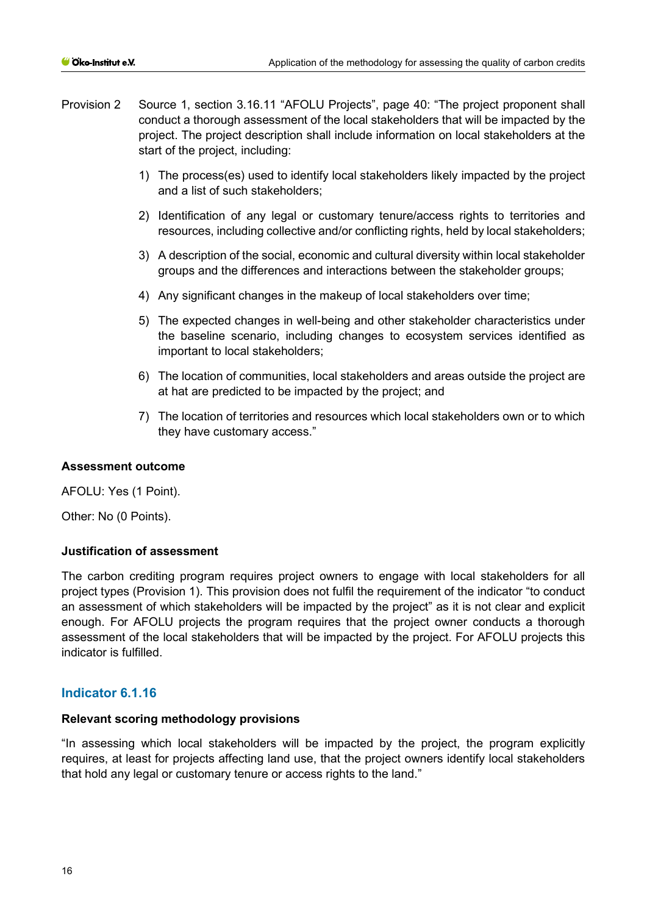Provision 2 Source 1, section 3.16.11 "AFOLU Projects", page 40: "The project proponent shall conduct a thorough assessment of the local stakeholders that will be impacted by the project. The project description shall include information on local stakeholders at the start of the project, including:

1) The process(es) used to identify local stakeholders likely impacted by the project and a list of such stakeholders;
2) Identification of any legal or customary tenure/access rights to territories and resources, including collective and/or conflicting rights, held by local stakeholders;
3) A description of the social, economic and cultural diversity within local stakeholder groups and the differences and interactions between the stakeholder groups;
4) Any significant changes in the makeup of local stakeholders over time;
5) The expected changes in well-being and other stakeholder characteristics under the baseline scenario, including changes to ecosystem services identified as important to local stakeholders;
6) The location of communities, local stakeholders and areas outside the project are at hat are predicted to be impacted by the project; and
7) The location of territories and resources which local stakeholders own or to which they have customary access."

**Assessment outcome**

AFOLU: Yes (1 Point).

Other: No (0 Points).

**Justification of assessment**

The carbon crediting program requires project owners to engage with local stakeholders for all project types (Provision 1). This provision does not fulfil the requirement of the indicator "to conduct an assessment of which stakeholders will be impacted by the project" as it is not clear and explicit enough. For AFOLU projects the program requires that the project owner conducts a thorough assessment of the local stakeholders that will be impacted by the project. For AFOLU projects this indicator is fulfilled.

### Indicator 6.1.16

**Relevant scoring methodology provisions**

"In assessing which local stakeholders will be impacted by the project, the program explicitly requires, at least for projects affecting land use, that the project owners identify local stakeholders that hold any legal or customary tenure or access rights to the land."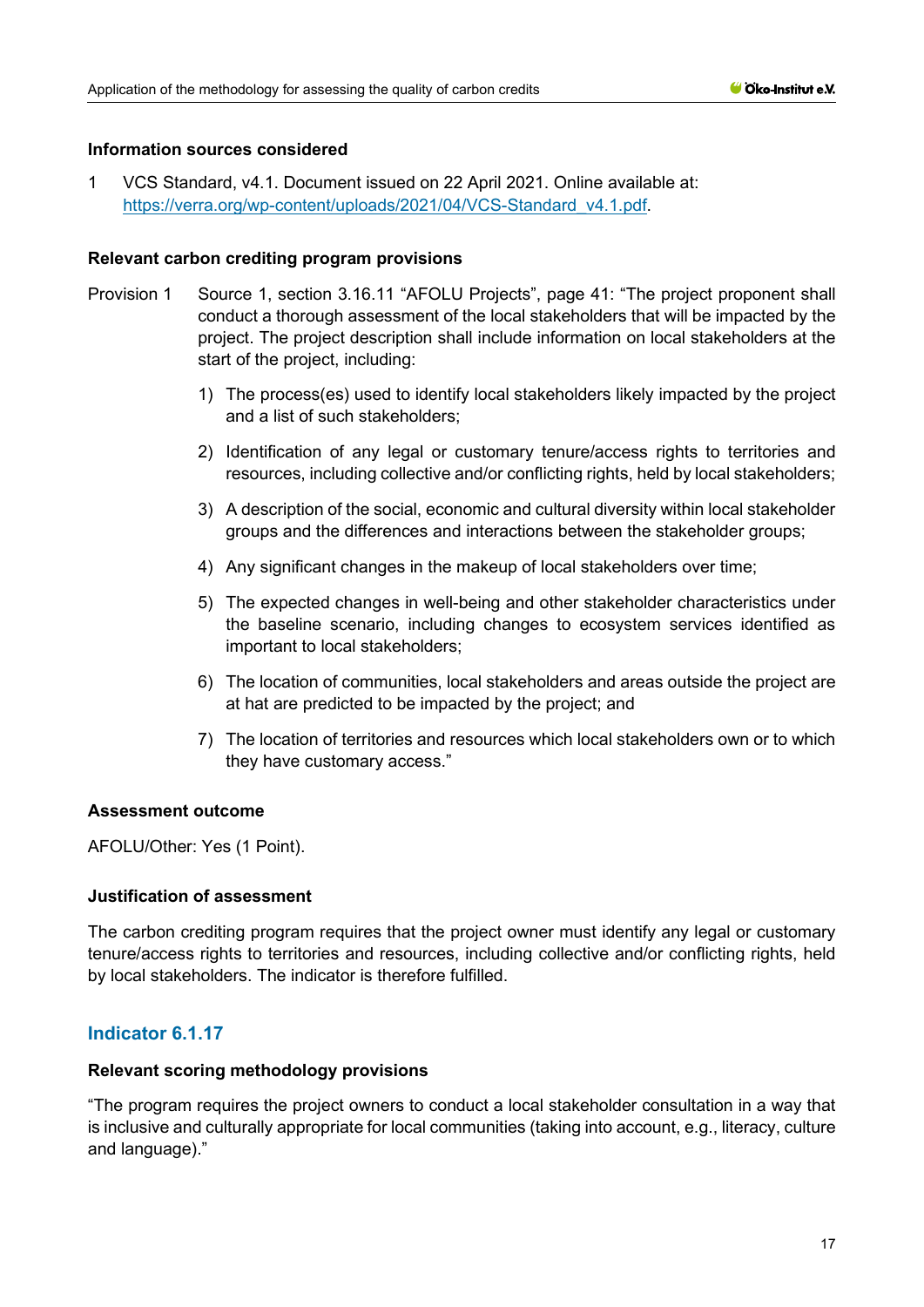#### Information sources considered

1 VCS Standard, v4.1. Document issued on 22 April 2021. Online available at: https://verra.org/wp-content/uploads/2021/04/VCS-Standard_v4.1.pdf.

#### Relevant carbon crediting program provisions

Provision 1 Source 1, section 3.16.11 "AFOLU Projects", page 41: "The project proponent shall conduct a thorough assessment of the local stakeholders that will be impacted by the project. The project description shall include information on local stakeholders at the start of the project, including:

1) The process(es) used to identify local stakeholders likely impacted by the project and a list of such stakeholders;
2) Identification of any legal or customary tenure/access rights to territories and resources, including collective and/or conflicting rights, held by local stakeholders;
3) A description of the social, economic and cultural diversity within local stakeholder groups and the differences and interactions between the stakeholder groups;
4) Any significant changes in the makeup of local stakeholders over time;
5) The expected changes in well-being and other stakeholder characteristics under the baseline scenario, including changes to ecosystem services identified as important to local stakeholders;
6) The location of communities, local stakeholders and areas outside the project are at hat are predicted to be impacted by the project; and
7) The location of territories and resources which local stakeholders own or to which they have customary access."

#### Assessment outcome

AFOLU/Other: Yes (1 Point).

#### Justification of assessment

The carbon crediting program requires that the project owner must identify any legal or customary tenure/access rights to territories and resources, including collective and/or conflicting rights, held by local stakeholders. The indicator is therefore fulfilled.

### Indicator 6.1.17

#### Relevant scoring methodology provisions

"The program requires the project owners to conduct a local stakeholder consultation in a way that is inclusive and culturally appropriate for local communities (taking into account, e.g., literacy, culture and language)."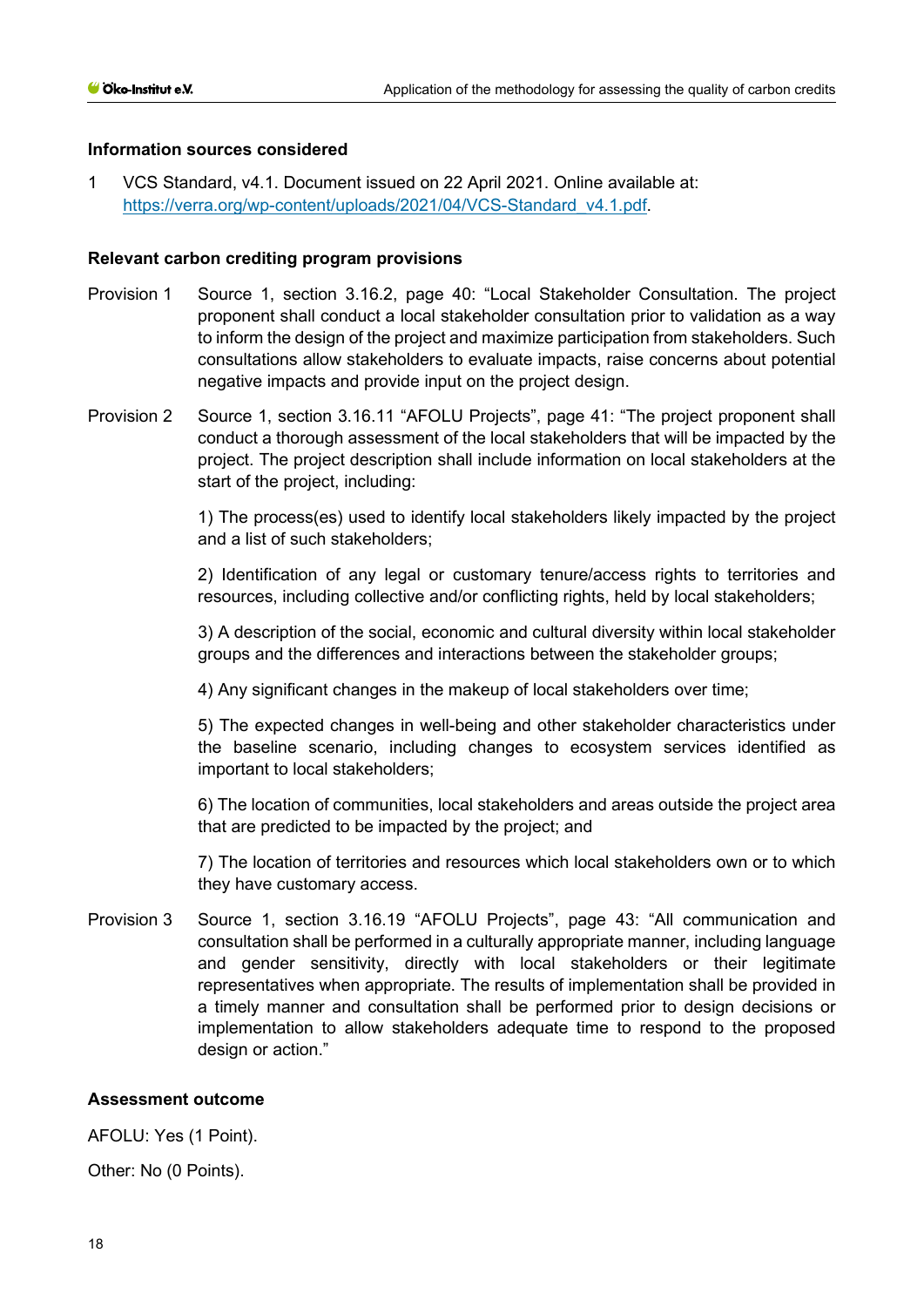**Information sources considered**

1 VCS Standard, v4.1. Document issued on 22 April 2021. Online available at: https://verra.org/wp-content/uploads/2021/04/VCS-Standard_v4.1.pdf.

**Relevant carbon crediting program provisions**

Provision 1 Source 1, section 3.16.2, page 40: "Local Stakeholder Consultation. The project proponent shall conduct a local stakeholder consultation prior to validation as a way to inform the design of the project and maximize participation from stakeholders. Such consultations allow stakeholders to evaluate impacts, raise concerns about potential negative impacts and provide input on the project design.

Provision 2 Source 1, section 3.16.11 "AFOLU Projects", page 41: "The project proponent shall conduct a thorough assessment of the local stakeholders that will be impacted by the project. The project description shall include information on local stakeholders at the start of the project, including:

1) The process(es) used to identify local stakeholders likely impacted by the project and a list of such stakeholders;

2) Identification of any legal or customary tenure/access rights to territories and resources, including collective and/or conflicting rights, held by local stakeholders;

3) A description of the social, economic and cultural diversity within local stakeholder groups and the differences and interactions between the stakeholder groups;

4) Any significant changes in the makeup of local stakeholders over time;

5) The expected changes in well-being and other stakeholder characteristics under the baseline scenario, including changes to ecosystem services identified as important to local stakeholders;

6) The location of communities, local stakeholders and areas outside the project area that are predicted to be impacted by the project; and

7) The location of territories and resources which local stakeholders own or to which they have customary access.

Provision 3 Source 1, section 3.16.19 "AFOLU Projects", page 43: "All communication and consultation shall be performed in a culturally appropriate manner, including language and gender sensitivity, directly with local stakeholders or their legitimate representatives when appropriate. The results of implementation shall be provided in a timely manner and consultation shall be performed prior to design decisions or implementation to allow stakeholders adequate time to respond to the proposed design or action."

**Assessment outcome**

AFOLU: Yes (1 Point).

Other: No (0 Points).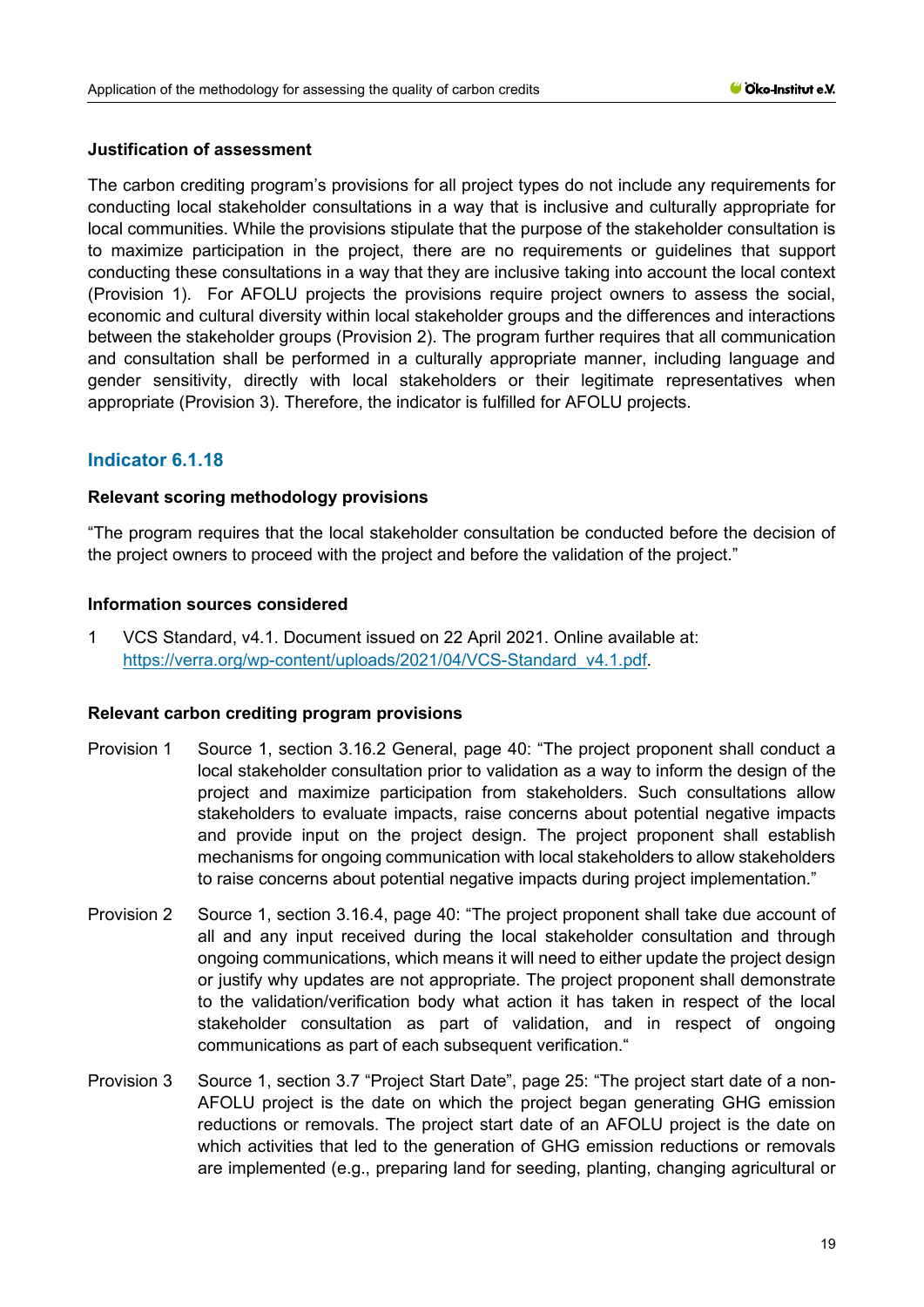**Justification of assessment**

The carbon crediting program's provisions for all project types do not include any requirements for conducting local stakeholder consultations in a way that is inclusive and culturally appropriate for local communities. While the provisions stipulate that the purpose of the stakeholder consultation is to maximize participation in the project, there are no requirements or guidelines that support conducting these consultations in a way that they are inclusive taking into account the local context (Provision 1). For AFOLU projects the provisions require project owners to assess the social, economic and cultural diversity within local stakeholder groups and the differences and interactions between the stakeholder groups (Provision 2). The program further requires that all communication and consultation shall be performed in a culturally appropriate manner, including language and gender sensitivity, directly with local stakeholders or their legitimate representatives when appropriate (Provision 3). Therefore, the indicator is fulfilled for AFOLU projects.

## Indicator 6.1.18

**Relevant scoring methodology provisions**

"The program requires that the local stakeholder consultation be conducted before the decision of the project owners to proceed with the project and before the validation of the project."

**Information sources considered**

1 VCS Standard, v4.1. Document issued on 22 April 2021. Online available at: https://verra.org/wp-content/uploads/2021/04/VCS-Standard_v4.1.pdf.

**Relevant carbon crediting program provisions**

Provision 1 Source 1, section 3.16.2 General, page 40: "The project proponent shall conduct a local stakeholder consultation prior to validation as a way to inform the design of the project and maximize participation from stakeholders. Such consultations allow stakeholders to evaluate impacts, raise concerns about potential negative impacts and provide input on the project design. The project proponent shall establish mechanisms for ongoing communication with local stakeholders to allow stakeholders to raise concerns about potential negative impacts during project implementation."

Provision 2 Source 1, section 3.16.4, page 40: "The project proponent shall take due account of all and any input received during the local stakeholder consultation and through ongoing communications, which means it will need to either update the project design or justify why updates are not appropriate. The project proponent shall demonstrate to the validation/verification body what action it has taken in respect of the local stakeholder consultation as part of validation, and in respect of ongoing communications as part of each subsequent verification."

Provision 3 Source 1, section 3.7 "Project Start Date", page 25: "The project start date of a non-AFOLU project is the date on which the project began generating GHG emission reductions or removals. The project start date of an AFOLU project is the date on which activities that led to the generation of GHG emission reductions or removals are implemented (e.g., preparing land for seeding, planting, changing agricultural or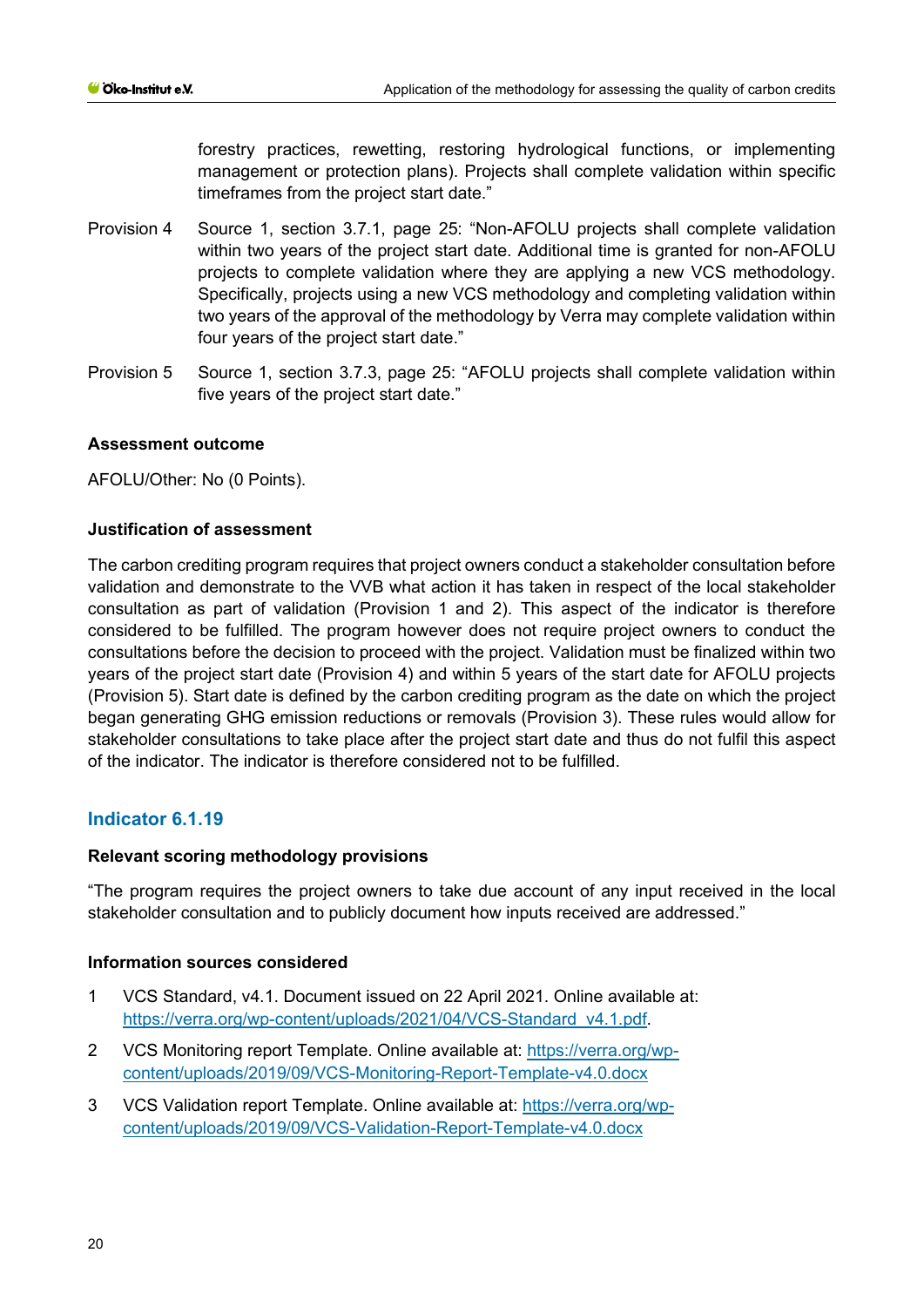forestry practices, rewetting, restoring hydrological functions, or implementing management or protection plans). Projects shall complete validation within specific timeframes from the project start date."

Provision 4 Source 1, section 3.7.1, page 25: "Non-AFOLU projects shall complete validation within two years of the project start date. Additional time is granted for non-AFOLU projects to complete validation where they are applying a new VCS methodology. Specifically, projects using a new VCS methodology and completing validation within two years of the approval of the methodology by Verra may complete validation within four years of the project start date."

Provision 5 Source 1, section 3.7.3, page 25: "AFOLU projects shall complete validation within five years of the project start date."

**Assessment outcome**

AFOLU/Other: No (0 Points).

**Justification of assessment**

The carbon crediting program requires that project owners conduct a stakeholder consultation before validation and demonstrate to the VVB what action it has taken in respect of the local stakeholder consultation as part of validation (Provision 1 and 2). This aspect of the indicator is therefore considered to be fulfilled. The program however does not require project owners to conduct the consultations before the decision to proceed with the project. Validation must be finalized within two years of the project start date (Provision 4) and within 5 years of the start date for AFOLU projects (Provision 5). Start date is defined by the carbon crediting program as the date on which the project began generating GHG emission reductions or removals (Provision 3). These rules would allow for stakeholder consultations to take place after the project start date and thus do not fulfil this aspect of the indicator. The indicator is therefore considered not to be fulfilled.

## Indicator 6.1.19

**Relevant scoring methodology provisions**

"The program requires the project owners to take due account of any input received in the local stakeholder consultation and to publicly document how inputs received are addressed."

**Information sources considered**

1. VCS Standard, v4.1. Document issued on 22 April 2021. Online available at: https://verra.org/wp-content/uploads/2021/04/VCS-Standard_v4.1.pdf.
2. VCS Monitoring report Template. Online available at: https://verra.org/wp-content/uploads/2019/09/VCS-Monitoring-Report-Template-v4.0.docx
3. VCS Validation report Template. Online available at: https://verra.org/wp-content/uploads/2019/09/VCS-Validation-Report-Template-v4.0.docx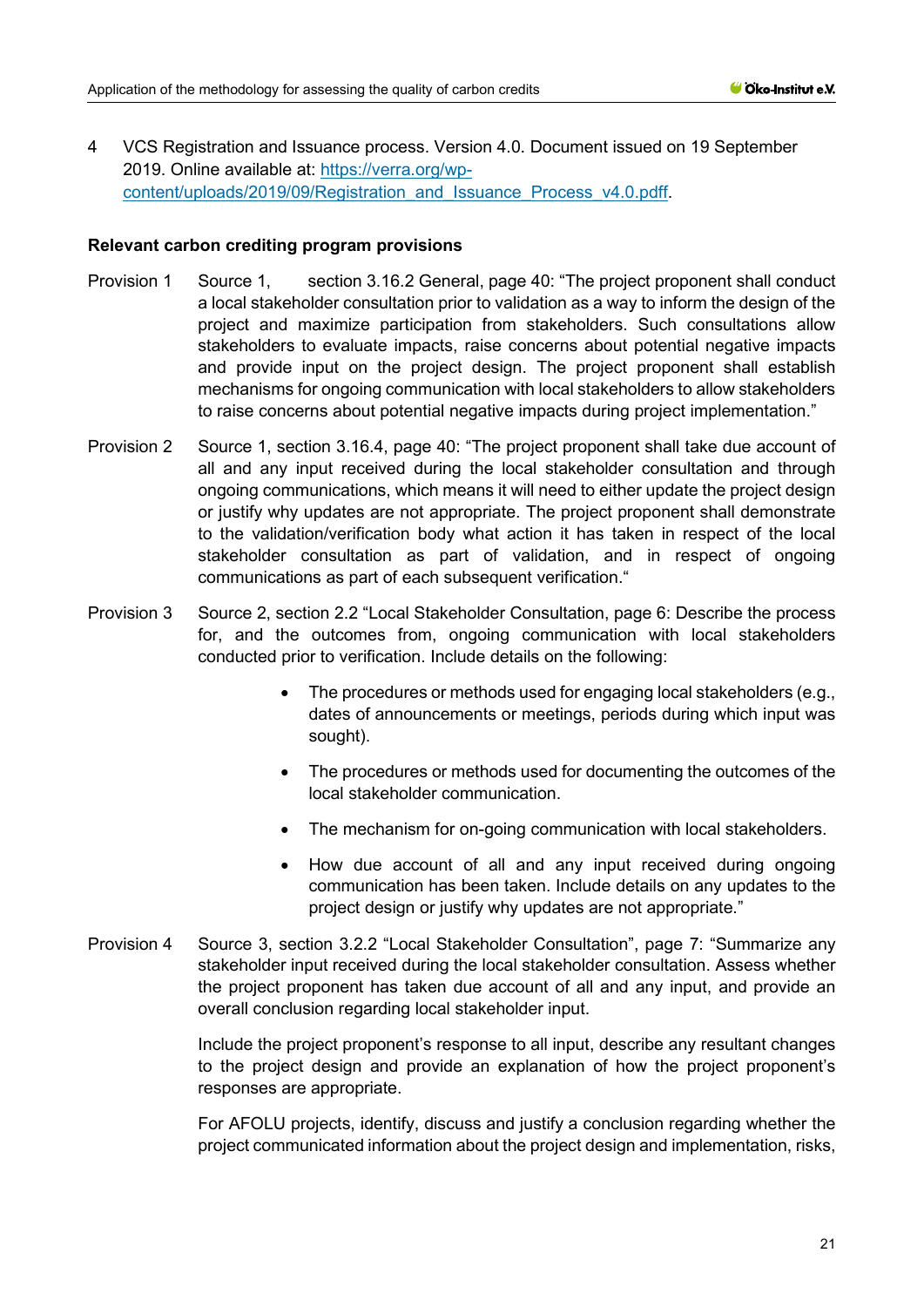4 VCS Registration and Issuance process. Version 4.0. Document issued on 19 September 2019. Online available at: https://verra.org/wp-content/uploads/2019/09/Registration_and_Issuance_Process_v4.0.pdff.

**Relevant carbon crediting program provisions**

Provision 1 Source 1, section 3.16.2 General, page 40: "The project proponent shall conduct a local stakeholder consultation prior to validation as a way to inform the design of the project and maximize participation from stakeholders. Such consultations allow stakeholders to evaluate impacts, raise concerns about potential negative impacts and provide input on the project design. The project proponent shall establish mechanisms for ongoing communication with local stakeholders to allow stakeholders to raise concerns about potential negative impacts during project implementation."

Provision 2 Source 1, section 3.16.4, page 40: "The project proponent shall take due account of all and any input received during the local stakeholder consultation and through ongoing communications, which means it will need to either update the project design or justify why updates are not appropriate. The project proponent shall demonstrate to the validation/verification body what action it has taken in respect of the local stakeholder consultation as part of validation, and in respect of ongoing communications as part of each subsequent verification."

Provision 3 Source 2, section 2.2 "Local Stakeholder Consultation, page 6: Describe the process for, and the outcomes from, ongoing communication with local stakeholders conducted prior to verification. Include details on the following:

- The procedures or methods used for engaging local stakeholders (e.g., dates of announcements or meetings, periods during which input was sought).
- The procedures or methods used for documenting the outcomes of the local stakeholder communication.
- The mechanism for on-going communication with local stakeholders.
- How due account of all and any input received during ongoing communication has been taken. Include details on any updates to the project design or justify why updates are not appropriate."

Provision 4 Source 3, section 3.2.2 "Local Stakeholder Consultation", page 7: "Summarize any stakeholder input received during the local stakeholder consultation. Assess whether the project proponent has taken due account of all and any input, and provide an overall conclusion regarding local stakeholder input.

Include the project proponent's response to all input, describe any resultant changes to the project design and provide an explanation of how the project proponent's responses are appropriate.

For AFOLU projects, identify, discuss and justify a conclusion regarding whether the project communicated information about the project design and implementation, risks,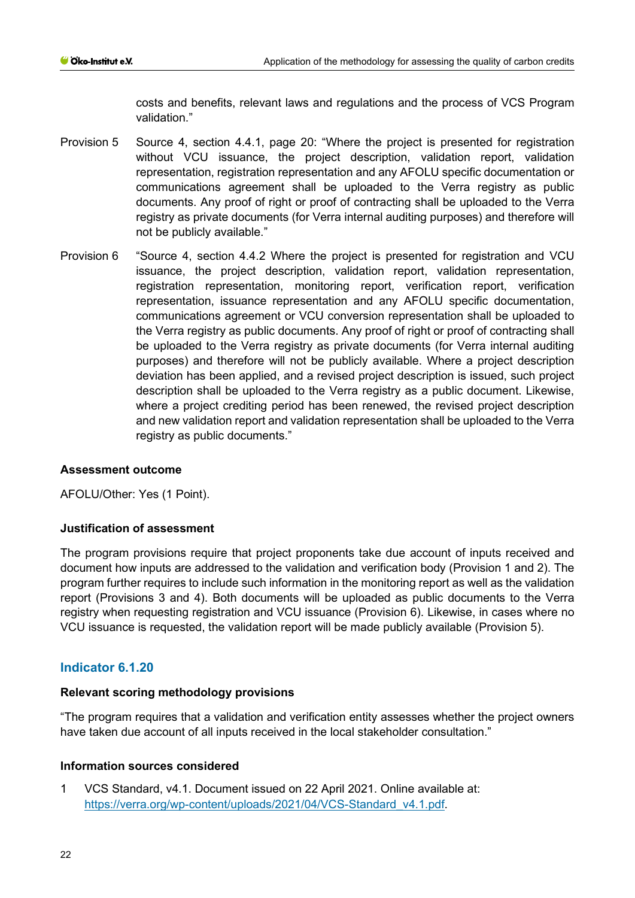costs and benefits, relevant laws and regulations and the process of VCS Program validation."

Provision 5 Source 4, section 4.4.1, page 20: "Where the project is presented for registration without VCU issuance, the project description, validation report, validation representation, registration representation and any AFOLU specific documentation or communications agreement shall be uploaded to the Verra registry as public documents. Any proof of right or proof of contracting shall be uploaded to the Verra registry as private documents (for Verra internal auditing purposes) and therefore will not be publicly available."

Provision 6 "Source 4, section 4.4.2 Where the project is presented for registration and VCU issuance, the project description, validation report, validation representation, registration representation, monitoring report, verification report, verification representation, issuance representation and any AFOLU specific documentation, communications agreement or VCU conversion representation shall be uploaded to the Verra registry as public documents. Any proof of right or proof of contracting shall be uploaded to the Verra registry as private documents (for Verra internal auditing purposes) and therefore will not be publicly available. Where a project description deviation has been applied, and a revised project description is issued, such project description shall be uploaded to the Verra registry as a public document. Likewise, where a project crediting period has been renewed, the revised project description and new validation report and validation representation shall be uploaded to the Verra registry as public documents."

#### Assessment outcome

AFOLU/Other: Yes (1 Point).

#### Justification of assessment

The program provisions require that project proponents take due account of inputs received and document how inputs are addressed to the validation and verification body (Provision 1 and 2). The program further requires to include such information in the monitoring report as well as the validation report (Provisions 3 and 4). Both documents will be uploaded as public documents to the Verra registry when requesting registration and VCU issuance (Provision 6). Likewise, in cases where no VCU issuance is requested, the validation report will be made publicly available (Provision 5).

### Indicator 6.1.20

#### Relevant scoring methodology provisions

"The program requires that a validation and verification entity assesses whether the project owners have taken due account of all inputs received in the local stakeholder consultation."

#### Information sources considered

1 VCS Standard, v4.1. Document issued on 22 April 2021. Online available at: https://verra.org/wp-content/uploads/2021/04/VCS-Standard_v4.1.pdf.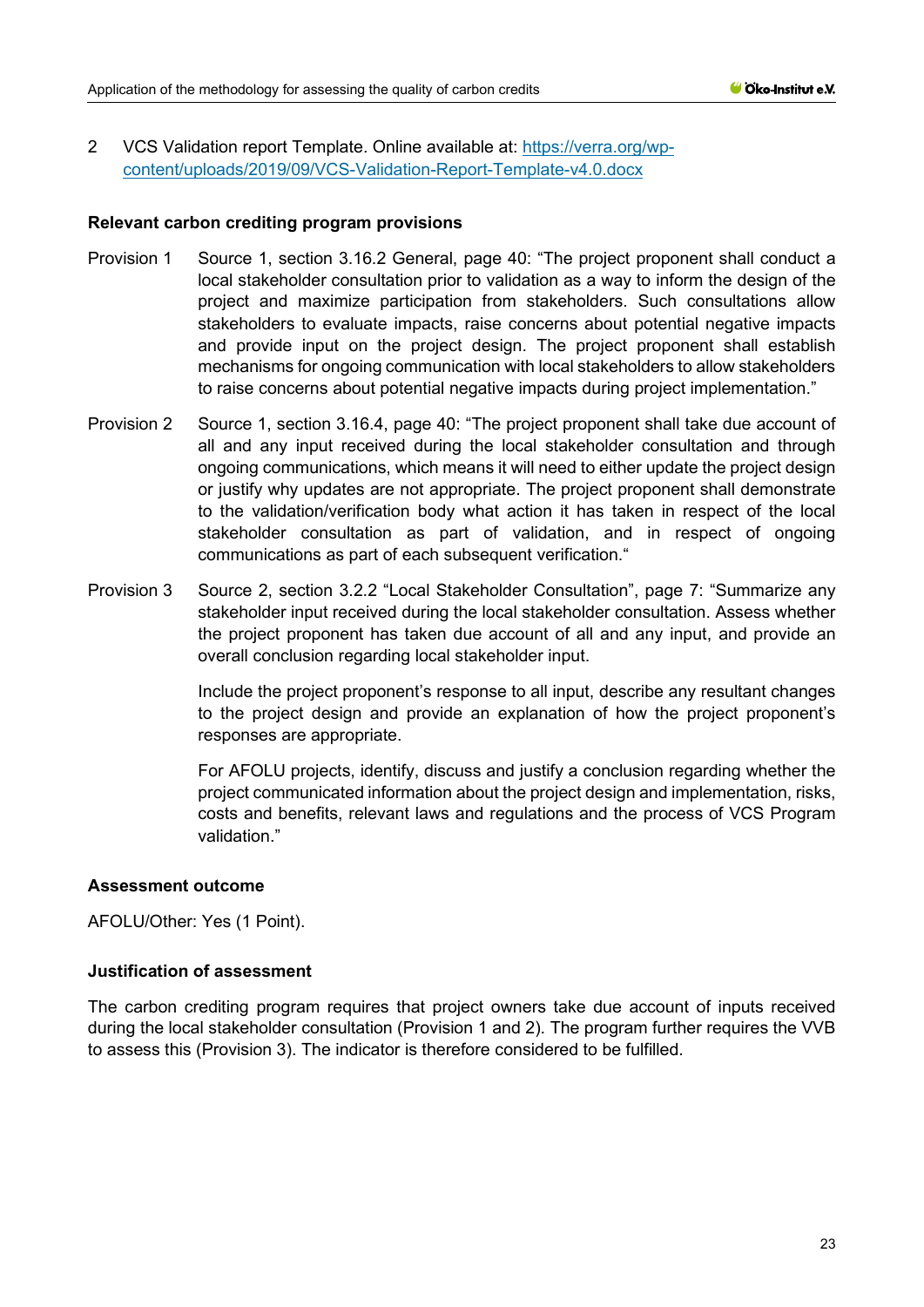2 VCS Validation report Template. Online available at: [https://verra.org/wp-content/uploads/2019/09/VCS-Validation-Report-Template-v4.0.docx](https://verra.org/wp-content/uploads/2019/09/VCS-Validation-Report-Template-v4.0.docx)

**Relevant carbon crediting program provisions**

Provision 1 Source 1, section 3.16.2 General, page 40: "The project proponent shall conduct a local stakeholder consultation prior to validation as a way to inform the design of the project and maximize participation from stakeholders. Such consultations allow stakeholders to evaluate impacts, raise concerns about potential negative impacts and provide input on the project design. The project proponent shall establish mechanisms for ongoing communication with local stakeholders to allow stakeholders to raise concerns about potential negative impacts during project implementation."

Provision 2 Source 1, section 3.16.4, page 40: "The project proponent shall take due account of all and any input received during the local stakeholder consultation and through ongoing communications, which means it will need to either update the project design or justify why updates are not appropriate. The project proponent shall demonstrate to the validation/verification body what action it has taken in respect of the local stakeholder consultation as part of validation, and in respect of ongoing communications as part of each subsequent verification."

Provision 3 Source 2, section 3.2.2 "Local Stakeholder Consultation", page 7: "Summarize any stakeholder input received during the local stakeholder consultation. Assess whether the project proponent has taken due account of all and any input, and provide an overall conclusion regarding local stakeholder input.

Include the project proponent's response to all input, describe any resultant changes to the project design and provide an explanation of how the project proponent's responses are appropriate.

For AFOLU projects, identify, discuss and justify a conclusion regarding whether the project communicated information about the project design and implementation, risks, costs and benefits, relevant laws and regulations and the process of VCS Program validation."

**Assessment outcome**

AFOLU/Other: Yes (1 Point).

**Justification of assessment**

The carbon crediting program requires that project owners take due account of inputs received during the local stakeholder consultation (Provision 1 and 2). The program further requires the VVB to assess this (Provision 3). The indicator is therefore considered to be fulfilled.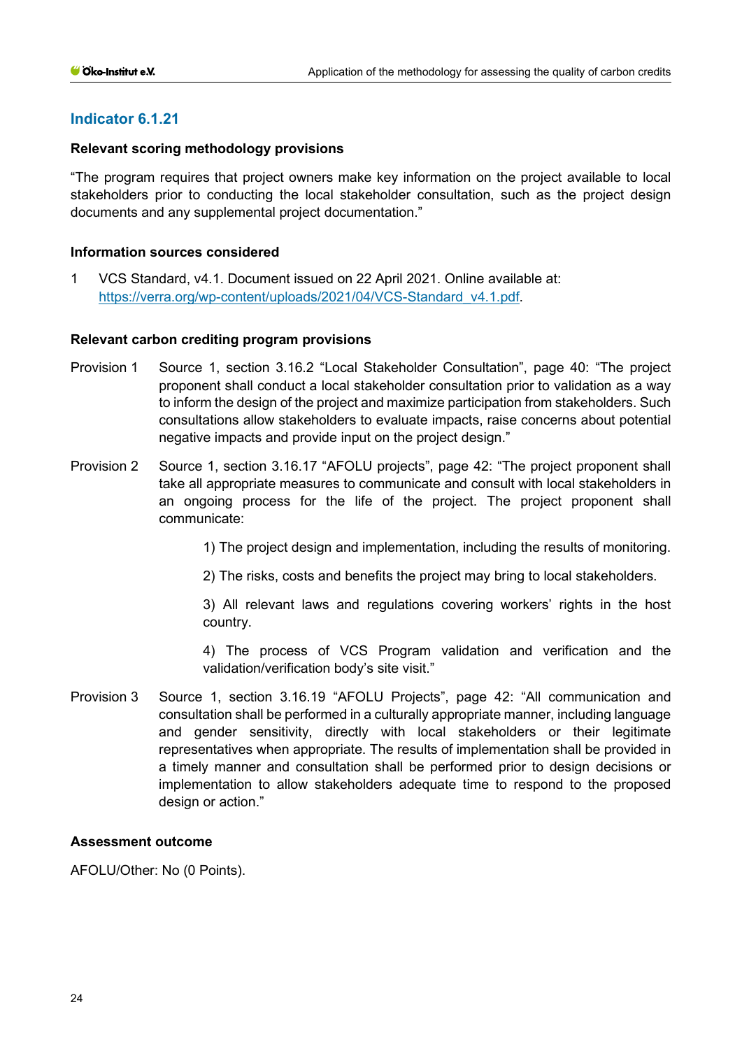## Indicator 6.1.21

**Relevant scoring methodology provisions**

"The program requires that project owners make key information on the project available to local stakeholders prior to conducting the local stakeholder consultation, such as the project design documents and any supplemental project documentation."

**Information sources considered**

1 VCS Standard, v4.1. Document issued on 22 April 2021. Online available at: https://verra.org/wp-content/uploads/2021/04/VCS-Standard_v4.1.pdf.

**Relevant carbon crediting program provisions**

Provision 1 Source 1, section 3.16.2 "Local Stakeholder Consultation", page 40: "The project proponent shall conduct a local stakeholder consultation prior to validation as a way to inform the design of the project and maximize participation from stakeholders. Such consultations allow stakeholders to evaluate impacts, raise concerns about potential negative impacts and provide input on the project design."

Provision 2 Source 1, section 3.16.17 "AFOLU projects", page 42: "The project proponent shall take all appropriate measures to communicate and consult with local stakeholders in an ongoing process for the life of the project. The project proponent shall communicate:

1) The project design and implementation, including the results of monitoring.

2) The risks, costs and benefits the project may bring to local stakeholders.

3) All relevant laws and regulations covering workers' rights in the host country.

4) The process of VCS Program validation and verification and the validation/verification body's site visit."

Provision 3 Source 1, section 3.16.19 "AFOLU Projects", page 42: "All communication and consultation shall be performed in a culturally appropriate manner, including language and gender sensitivity, directly with local stakeholders or their legitimate representatives when appropriate. The results of implementation shall be provided in a timely manner and consultation shall be performed prior to design decisions or implementation to allow stakeholders adequate time to respond to the proposed design or action."

**Assessment outcome**

AFOLU/Other: No (0 Points).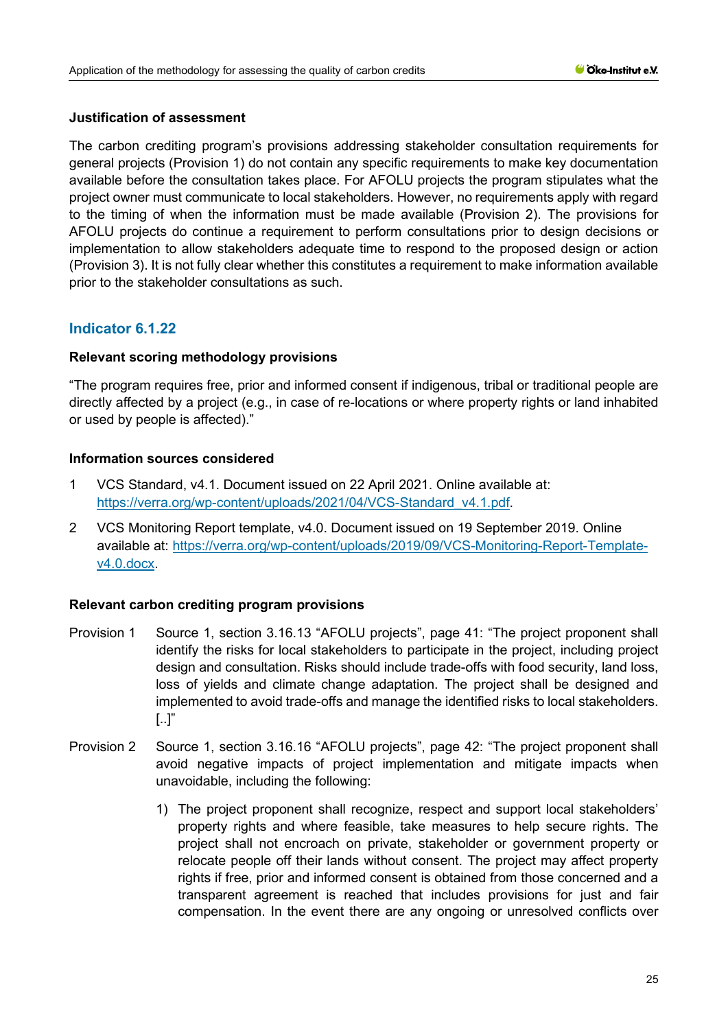**Justification of assessment**

The carbon crediting program's provisions addressing stakeholder consultation requirements for general projects (Provision 1) do not contain any specific requirements to make key documentation available before the consultation takes place. For AFOLU projects the program stipulates what the project owner must communicate to local stakeholders. However, no requirements apply with regard to the timing of when the information must be made available (Provision 2). The provisions for AFOLU projects do continue a requirement to perform consultations prior to design decisions or implementation to allow stakeholders adequate time to respond to the proposed design or action (Provision 3). It is not fully clear whether this constitutes a requirement to make information available prior to the stakeholder consultations as such.

## Indicator 6.1.22

**Relevant scoring methodology provisions**

"The program requires free, prior and informed consent if indigenous, tribal or traditional people are directly affected by a project (e.g., in case of re-locations or where property rights or land inhabited or used by people is affected)."

**Information sources considered**

1. VCS Standard, v4.1. Document issued on 22 April 2021. Online available at: https://verra.org/wp-content/uploads/2021/04/VCS-Standard_v4.1.pdf.
2. VCS Monitoring Report template, v4.0. Document issued on 19 September 2019. Online available at: https://verra.org/wp-content/uploads/2019/09/VCS-Monitoring-Report-Template-v4.0.docx.

**Relevant carbon crediting program provisions**

Provision 1 Source 1, section 3.16.13 "AFOLU projects", page 41: "The project proponent shall identify the risks for local stakeholders to participate in the project, including project design and consultation. Risks should include trade-offs with food security, land loss, loss of yields and climate change adaptation. The project shall be designed and implemented to avoid trade-offs and manage the identified risks to local stakeholders. [..]"

Provision 2 Source 1, section 3.16.16 "AFOLU projects", page 42: "The project proponent shall avoid negative impacts of project implementation and mitigate impacts when unavoidable, including the following:

1) The project proponent shall recognize, respect and support local stakeholders' property rights and where feasible, take measures to help secure rights. The project shall not encroach on private, stakeholder or government property or relocate people off their lands without consent. The project may affect property rights if free, prior and informed consent is obtained from those concerned and a transparent agreement is reached that includes provisions for just and fair compensation. In the event there are any ongoing or unresolved conflicts over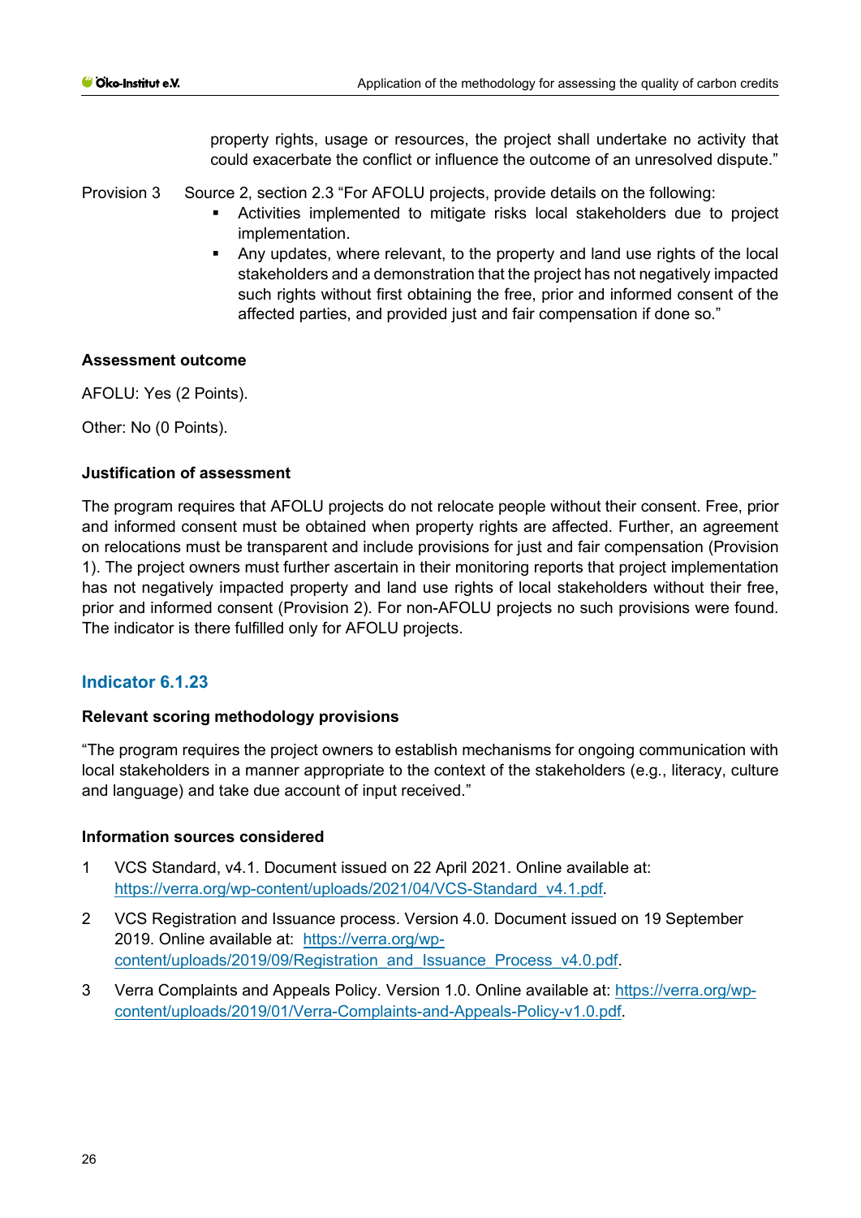property rights, usage or resources, the project shall undertake no activity that could exacerbate the conflict or influence the outcome of an unresolved dispute."

Provision 3 Source 2, section 2.3 "For AFOLU projects, provide details on the following:

- Activities implemented to mitigate risks local stakeholders due to project implementation.
- Any updates, where relevant, to the property and land use rights of the local stakeholders and a demonstration that the project has not negatively impacted such rights without first obtaining the free, prior and informed consent of the affected parties, and provided just and fair compensation if done so."

**Assessment outcome**

AFOLU: Yes (2 Points).

Other: No (0 Points).

**Justification of assessment**

The program requires that AFOLU projects do not relocate people without their consent. Free, prior and informed consent must be obtained when property rights are affected. Further, an agreement on relocations must be transparent and include provisions for just and fair compensation (Provision 1). The project owners must further ascertain in their monitoring reports that project implementation has not negatively impacted property and land use rights of local stakeholders without their free, prior and informed consent (Provision 2). For non-AFOLU projects no such provisions were found. The indicator is there fulfilled only for AFOLU projects.

## Indicator 6.1.23

**Relevant scoring methodology provisions**

"The program requires the project owners to establish mechanisms for ongoing communication with local stakeholders in a manner appropriate to the context of the stakeholders (e.g., literacy, culture and language) and take due account of input received."

**Information sources considered**

1. VCS Standard, v4.1. Document issued on 22 April 2021. Online available at: https://verra.org/wp-content/uploads/2021/04/VCS-Standard_v4.1.pdf.
2. VCS Registration and Issuance process. Version 4.0. Document issued on 19 September 2019. Online available at: https://verra.org/wp-content/uploads/2019/09/Registration_and_Issuance_Process_v4.0.pdf.
3. Verra Complaints and Appeals Policy. Version 1.0. Online available at: https://verra.org/wp-content/uploads/2019/01/Verra-Complaints-and-Appeals-Policy-v1.0.pdf.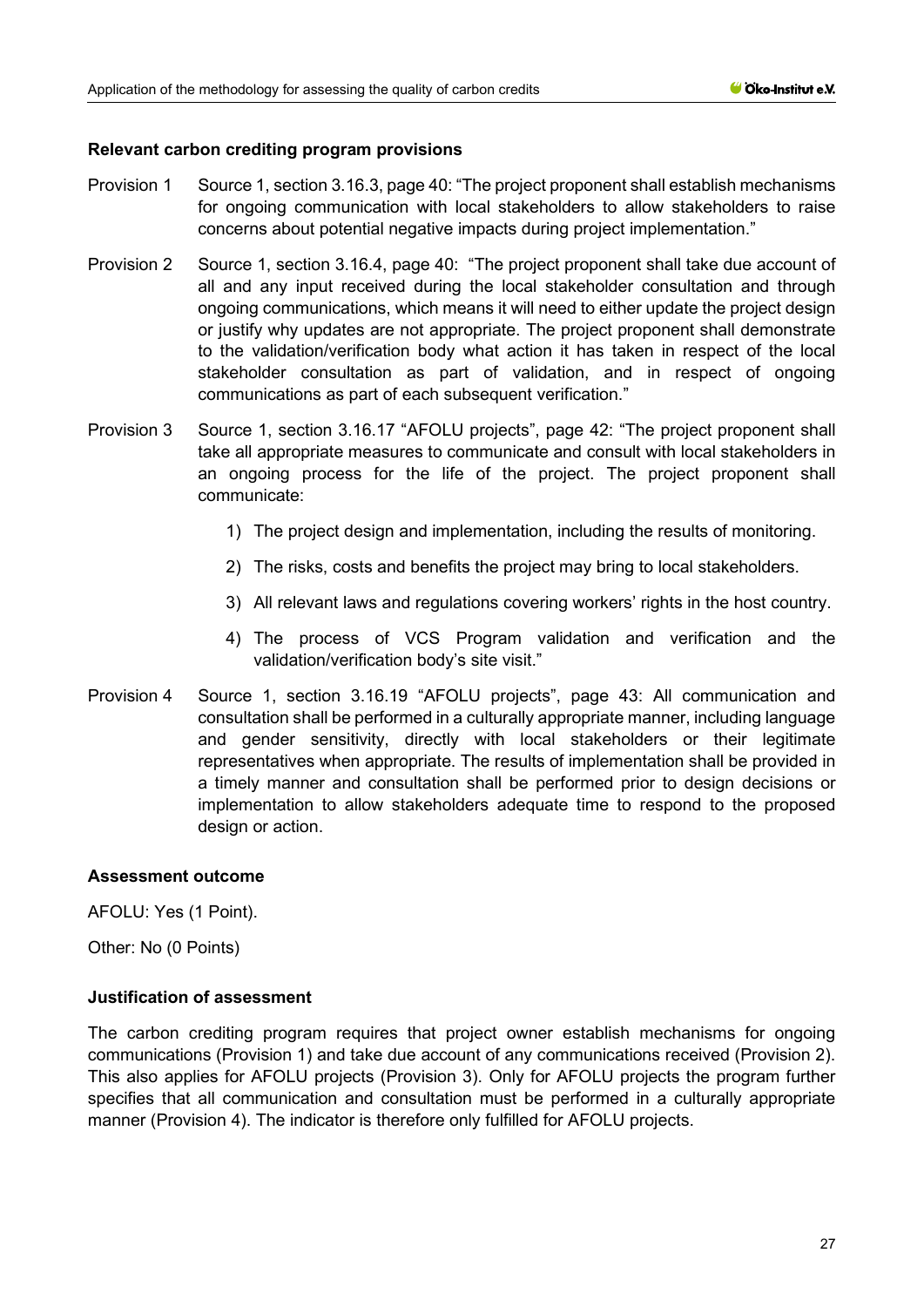**Relevant carbon crediting program provisions**

Provision 1 Source 1, section 3.16.3, page 40: "The project proponent shall establish mechanisms for ongoing communication with local stakeholders to allow stakeholders to raise concerns about potential negative impacts during project implementation."

Provision 2 Source 1, section 3.16.4, page 40: "The project proponent shall take due account of all and any input received during the local stakeholder consultation and through ongoing communications, which means it will need to either update the project design or justify why updates are not appropriate. The project proponent shall demonstrate to the validation/verification body what action it has taken in respect of the local stakeholder consultation as part of validation, and in respect of ongoing communications as part of each subsequent verification."

Provision 3 Source 1, section 3.16.17 "AFOLU projects", page 42: "The project proponent shall take all appropriate measures to communicate and consult with local stakeholders in an ongoing process for the life of the project. The project proponent shall communicate:

1) The project design and implementation, including the results of monitoring.
2) The risks, costs and benefits the project may bring to local stakeholders.
3) All relevant laws and regulations covering workers' rights in the host country.
4) The process of VCS Program validation and verification and the validation/verification body's site visit."

Provision 4 Source 1, section 3.16.19 "AFOLU projects", page 43: All communication and consultation shall be performed in a culturally appropriate manner, including language and gender sensitivity, directly with local stakeholders or their legitimate representatives when appropriate. The results of implementation shall be provided in a timely manner and consultation shall be performed prior to design decisions or implementation to allow stakeholders adequate time to respond to the proposed design or action.

**Assessment outcome**

AFOLU: Yes (1 Point).

Other: No (0 Points)

**Justification of assessment**

The carbon crediting program requires that project owner establish mechanisms for ongoing communications (Provision 1) and take due account of any communications received (Provision 2). This also applies for AFOLU projects (Provision 3). Only for AFOLU projects the program further specifies that all communication and consultation must be performed in a culturally appropriate manner (Provision 4). The indicator is therefore only fulfilled for AFOLU projects.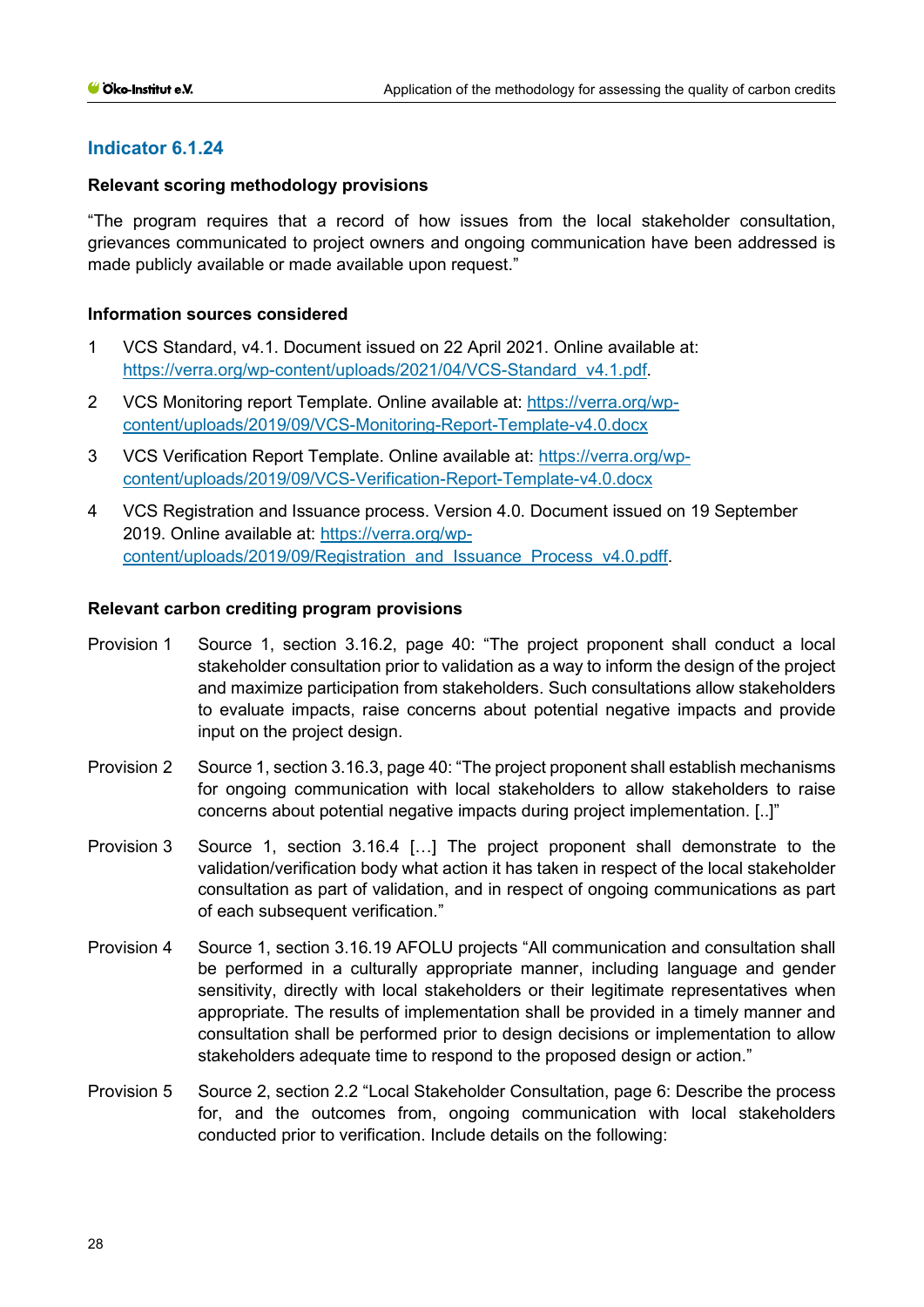## Indicator 6.1.24

**Relevant scoring methodology provisions**

"The program requires that a record of how issues from the local stakeholder consultation, grievances communicated to project owners and ongoing communication have been addressed is made publicly available or made available upon request."

**Information sources considered**

1 VCS Standard, v4.1. Document issued on 22 April 2021. Online available at: https://verra.org/wp-content/uploads/2021/04/VCS-Standard_v4.1.pdf.

2 VCS Monitoring report Template. Online available at: https://verra.org/wp-content/uploads/2019/09/VCS-Monitoring-Report-Template-v4.0.docx

3 VCS Verification Report Template. Online available at: https://verra.org/wp-content/uploads/2019/09/VCS-Verification-Report-Template-v4.0.docx

4 VCS Registration and Issuance process. Version 4.0. Document issued on 19 September 2019. Online available at: https://verra.org/wp-content/uploads/2019/09/Registration_and_Issuance_Process_v4.0.pdff.

**Relevant carbon crediting program provisions**

Provision 1 Source 1, section 3.16.2, page 40: "The project proponent shall conduct a local stakeholder consultation prior to validation as a way to inform the design of the project and maximize participation from stakeholders. Such consultations allow stakeholders to evaluate impacts, raise concerns about potential negative impacts and provide input on the project design.

Provision 2 Source 1, section 3.16.3, page 40: "The project proponent shall establish mechanisms for ongoing communication with local stakeholders to allow stakeholders to raise concerns about potential negative impacts during project implementation. [..]"

Provision 3 Source 1, section 3.16.4 […] The project proponent shall demonstrate to the validation/verification body what action it has taken in respect of the local stakeholder consultation as part of validation, and in respect of ongoing communications as part of each subsequent verification."

Provision 4 Source 1, section 3.16.19 AFOLU projects "All communication and consultation shall be performed in a culturally appropriate manner, including language and gender sensitivity, directly with local stakeholders or their legitimate representatives when appropriate. The results of implementation shall be provided in a timely manner and consultation shall be performed prior to design decisions or implementation to allow stakeholders adequate time to respond to the proposed design or action."

Provision 5 Source 2, section 2.2 "Local Stakeholder Consultation, page 6: Describe the process for, and the outcomes from, ongoing communication with local stakeholders conducted prior to verification. Include details on the following: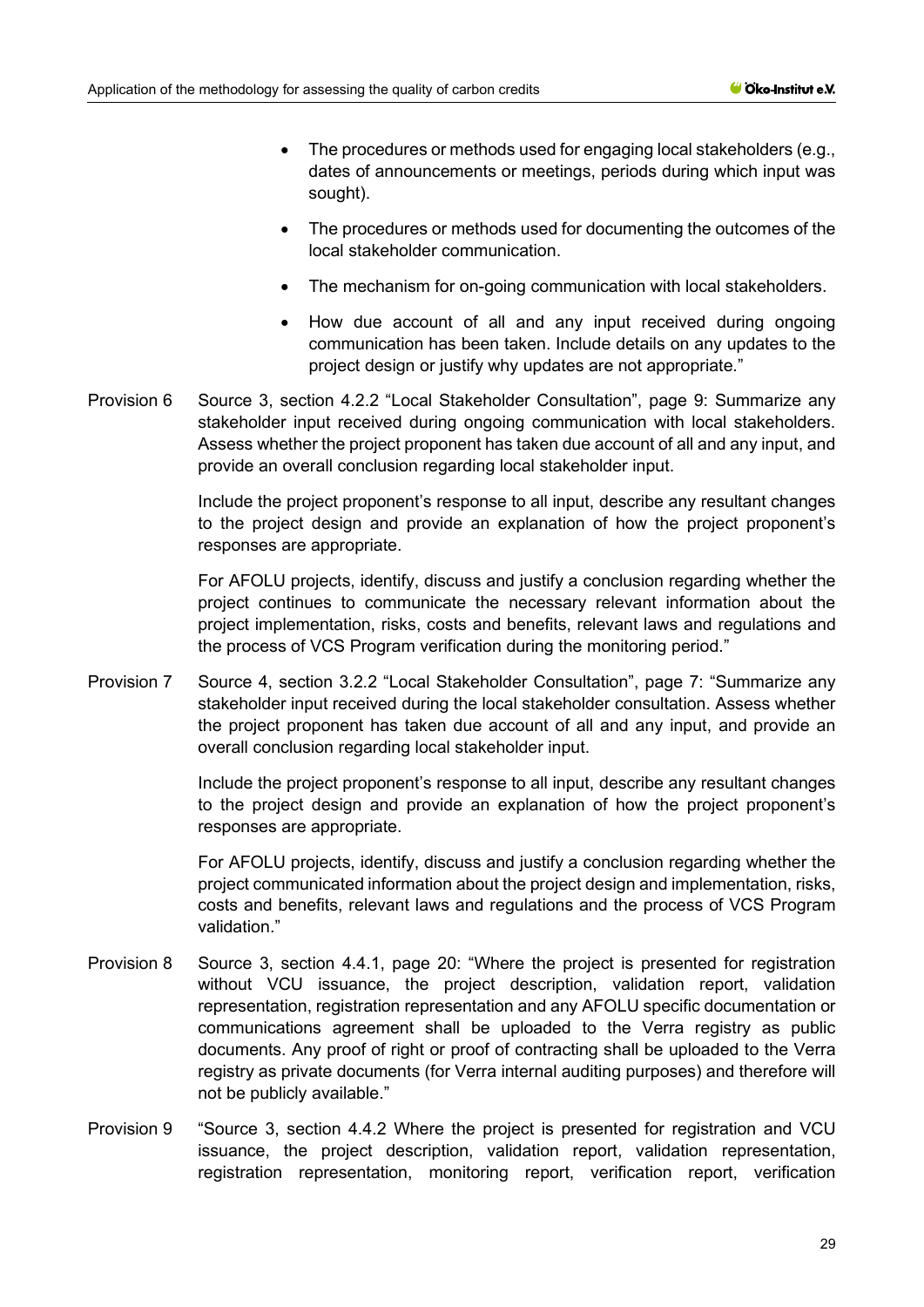- The procedures or methods used for engaging local stakeholders (e.g., dates of announcements or meetings, periods during which input was sought).
- The procedures or methods used for documenting the outcomes of the local stakeholder communication.
- The mechanism for on-going communication with local stakeholders.
- How due account of all and any input received during ongoing communication has been taken. Include details on any updates to the project design or justify why updates are not appropriate."

Provision 6 Source 3, section 4.2.2 "Local Stakeholder Consultation", page 9: Summarize any stakeholder input received during ongoing communication with local stakeholders. Assess whether the project proponent has taken due account of all and any input, and provide an overall conclusion regarding local stakeholder input.

Include the project proponent's response to all input, describe any resultant changes to the project design and provide an explanation of how the project proponent's responses are appropriate.

For AFOLU projects, identify, discuss and justify a conclusion regarding whether the project continues to communicate the necessary relevant information about the project implementation, risks, costs and benefits, relevant laws and regulations and the process of VCS Program verification during the monitoring period."

Provision 7 Source 4, section 3.2.2 "Local Stakeholder Consultation", page 7: "Summarize any stakeholder input received during the local stakeholder consultation. Assess whether the project proponent has taken due account of all and any input, and provide an overall conclusion regarding local stakeholder input.

Include the project proponent's response to all input, describe any resultant changes to the project design and provide an explanation of how the project proponent's responses are appropriate.

For AFOLU projects, identify, discuss and justify a conclusion regarding whether the project communicated information about the project design and implementation, risks, costs and benefits, relevant laws and regulations and the process of VCS Program validation."

Provision 8 Source 3, section 4.4.1, page 20: "Where the project is presented for registration without VCU issuance, the project description, validation report, validation representation, registration representation and any AFOLU specific documentation or communications agreement shall be uploaded to the Verra registry as public documents. Any proof of right or proof of contracting shall be uploaded to the Verra registry as private documents (for Verra internal auditing purposes) and therefore will not be publicly available."

Provision 9 "Source 3, section 4.4.2 Where the project is presented for registration and VCU issuance, the project description, validation report, validation representation, registration representation, monitoring report, verification report, verification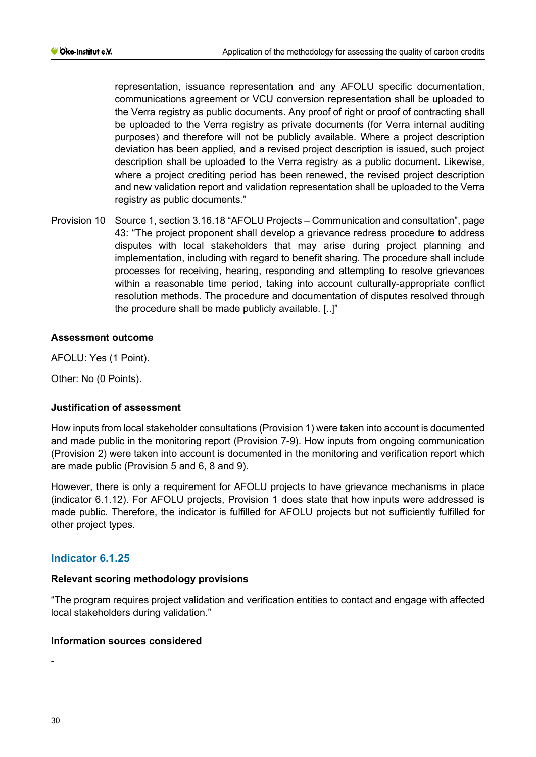representation, issuance representation and any AFOLU specific documentation, communications agreement or VCU conversion representation shall be uploaded to the Verra registry as public documents. Any proof of right or proof of contracting shall be uploaded to the Verra registry as private documents (for Verra internal auditing purposes) and therefore will not be publicly available. Where a project description deviation has been applied, and a revised project description is issued, such project description shall be uploaded to the Verra registry as a public document. Likewise, where a project crediting period has been renewed, the revised project description and new validation report and validation representation shall be uploaded to the Verra registry as public documents."

Provision 10 Source 1, section 3.16.18 "AFOLU Projects – Communication and consultation", page 43: "The project proponent shall develop a grievance redress procedure to address disputes with local stakeholders that may arise during project planning and implementation, including with regard to benefit sharing. The procedure shall include processes for receiving, hearing, responding and attempting to resolve grievances within a reasonable time period, taking into account culturally-appropriate conflict resolution methods. The procedure and documentation of disputes resolved through the procedure shall be made publicly available. [..]"

**Assessment outcome**

AFOLU: Yes (1 Point).

Other: No (0 Points).

**Justification of assessment**

How inputs from local stakeholder consultations (Provision 1) were taken into account is documented and made public in the monitoring report (Provision 7-9). How inputs from ongoing communication (Provision 2) were taken into account is documented in the monitoring and verification report which are made public (Provision 5 and 6, 8 and 9).

However, there is only a requirement for AFOLU projects to have grievance mechanisms in place (indicator 6.1.12). For AFOLU projects, Provision 1 does state that how inputs were addressed is made public. Therefore, the indicator is fulfilled for AFOLU projects but not sufficiently fulfilled for other project types.

## Indicator 6.1.25

**Relevant scoring methodology provisions**

"The program requires project validation and verification entities to contact and engage with affected local stakeholders during validation."

**Information sources considered**

-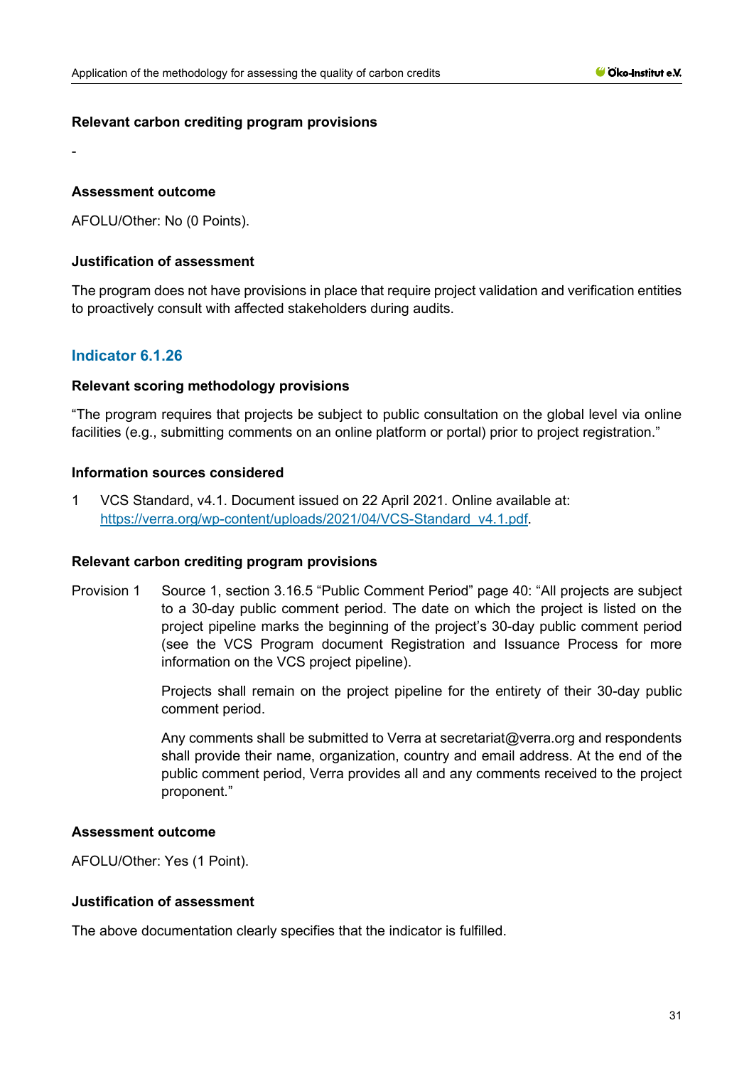#### Relevant carbon crediting program provisions

-

#### Assessment outcome

AFOLU/Other: No (0 Points).

#### Justification of assessment

The program does not have provisions in place that require project validation and verification entities to proactively consult with affected stakeholders during audits.

### Indicator 6.1.26

#### Relevant scoring methodology provisions

"The program requires that projects be subject to public consultation on the global level via online facilities (e.g., submitting comments on an online platform or portal) prior to project registration."

#### Information sources considered

1 VCS Standard, v4.1. Document issued on 22 April 2021. Online available at: [https://verra.org/wp-content/uploads/2021/04/VCS-Standard_v4.1.pdf](https://verra.org/wp-content/uploads/2021/04/VCS-Standard_v4.1.pdf).

#### Relevant carbon crediting program provisions

Provision 1 Source 1, section 3.16.5 "Public Comment Period" page 40: "All projects are subject to a 30-day public comment period. The date on which the project is listed on the project pipeline marks the beginning of the project's 30-day public comment period (see the VCS Program document Registration and Issuance Process for more information on the VCS project pipeline).

Projects shall remain on the project pipeline for the entirety of their 30-day public comment period.

Any comments shall be submitted to Verra at secretariat@verra.org and respondents shall provide their name, organization, country and email address. At the end of the public comment period, Verra provides all and any comments received to the project proponent."

#### Assessment outcome

AFOLU/Other: Yes (1 Point).

#### Justification of assessment

The above documentation clearly specifies that the indicator is fulfilled.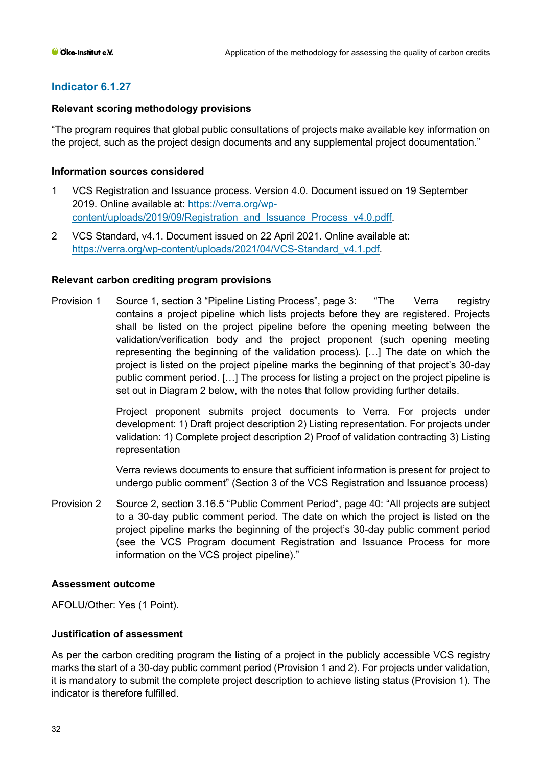## Indicator 6.1.27

### Relevant scoring methodology provisions

"The program requires that global public consultations of projects make available key information on the project, such as the project design documents and any supplemental project documentation."

### Information sources considered

1. VCS Registration and Issuance process. Version 4.0. Document issued on 19 September 2019. Online available at: https://verra.org/wp-content/uploads/2019/09/Registration_and_Issuance_Process_v4.0.pdff.
2. VCS Standard, v4.1. Document issued on 22 April 2021. Online available at: https://verra.org/wp-content/uploads/2021/04/VCS-Standard_v4.1.pdf.

### Relevant carbon crediting program provisions

Provision 1 — Source 1, section 3 "Pipeline Listing Process", page 3: "The Verra registry contains a project pipeline which lists projects before they are registered. Projects shall be listed on the project pipeline before the opening meeting between the validation/verification body and the project proponent (such opening meeting representing the beginning of the validation process). […] The date on which the project is listed on the project pipeline marks the beginning of that project's 30-day public comment period. […] The process for listing a project on the project pipeline is set out in Diagram 2 below, with the notes that follow providing further details.

Project proponent submits project documents to Verra. For projects under development: 1) Draft project description 2) Listing representation. For projects under validation: 1) Complete project description 2) Proof of validation contracting 3) Listing representation

Verra reviews documents to ensure that sufficient information is present for project to undergo public comment" (Section 3 of the VCS Registration and Issuance process)

Provision 2 — Source 2, section 3.16.5 "Public Comment Period", page 40: "All projects are subject to a 30-day public comment period. The date on which the project is listed on the project pipeline marks the beginning of the project's 30-day public comment period (see the VCS Program document Registration and Issuance Process for more information on the VCS project pipeline)."

### Assessment outcome

AFOLU/Other: Yes (1 Point).

### Justification of assessment

As per the carbon crediting program the listing of a project in the publicly accessible VCS registry marks the start of a 30-day public comment period (Provision 1 and 2). For projects under validation, it is mandatory to submit the complete project description to achieve listing status (Provision 1). The indicator is therefore fulfilled.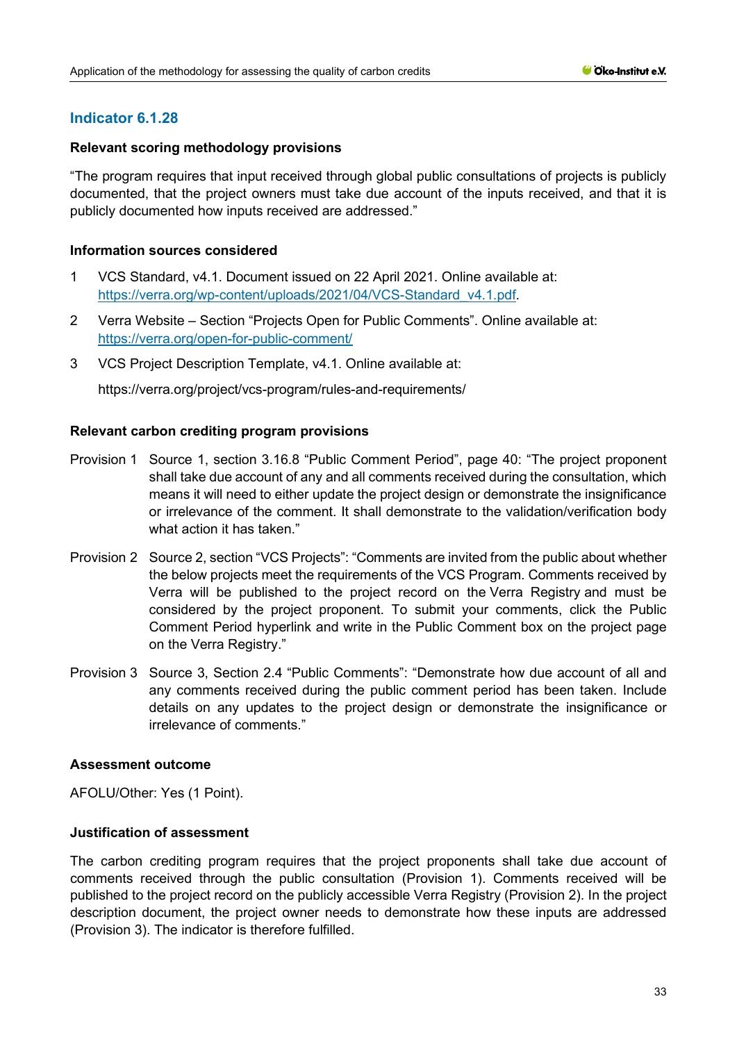## Indicator 6.1.28

**Relevant scoring methodology provisions**

"The program requires that input received through global public consultations of projects is publicly documented, that the project owners must take due account of the inputs received, and that it is publicly documented how inputs received are addressed."

**Information sources considered**

1. VCS Standard, v4.1. Document issued on 22 April 2021. Online available at: https://verra.org/wp-content/uploads/2021/04/VCS-Standard_v4.1.pdf.
2. Verra Website – Section "Projects Open for Public Comments". Online available at: https://verra.org/open-for-public-comment/
3. VCS Project Description Template, v4.1. Online available at:

   https://verra.org/project/vcs-program/rules-and-requirements/

**Relevant carbon crediting program provisions**

Provision 1 Source 1, section 3.16.8 "Public Comment Period", page 40: "The project proponent shall take due account of any and all comments received during the consultation, which means it will need to either update the project design or demonstrate the insignificance or irrelevance of the comment. It shall demonstrate to the validation/verification body what action it has taken."

Provision 2 Source 2, section "VCS Projects": "Comments are invited from the public about whether the below projects meet the requirements of the VCS Program. Comments received by Verra will be published to the project record on the Verra Registry and must be considered by the project proponent. To submit your comments, click the Public Comment Period hyperlink and write in the Public Comment box on the project page on the Verra Registry."

Provision 3 Source 3, Section 2.4 "Public Comments": "Demonstrate how due account of all and any comments received during the public comment period has been taken. Include details on any updates to the project design or demonstrate the insignificance or irrelevance of comments."

**Assessment outcome**

AFOLU/Other: Yes (1 Point).

**Justification of assessment**

The carbon crediting program requires that the project proponents shall take due account of comments received through the public consultation (Provision 1). Comments received will be published to the project record on the publicly accessible Verra Registry (Provision 2). In the project description document, the project owner needs to demonstrate how these inputs are addressed (Provision 3). The indicator is therefore fulfilled.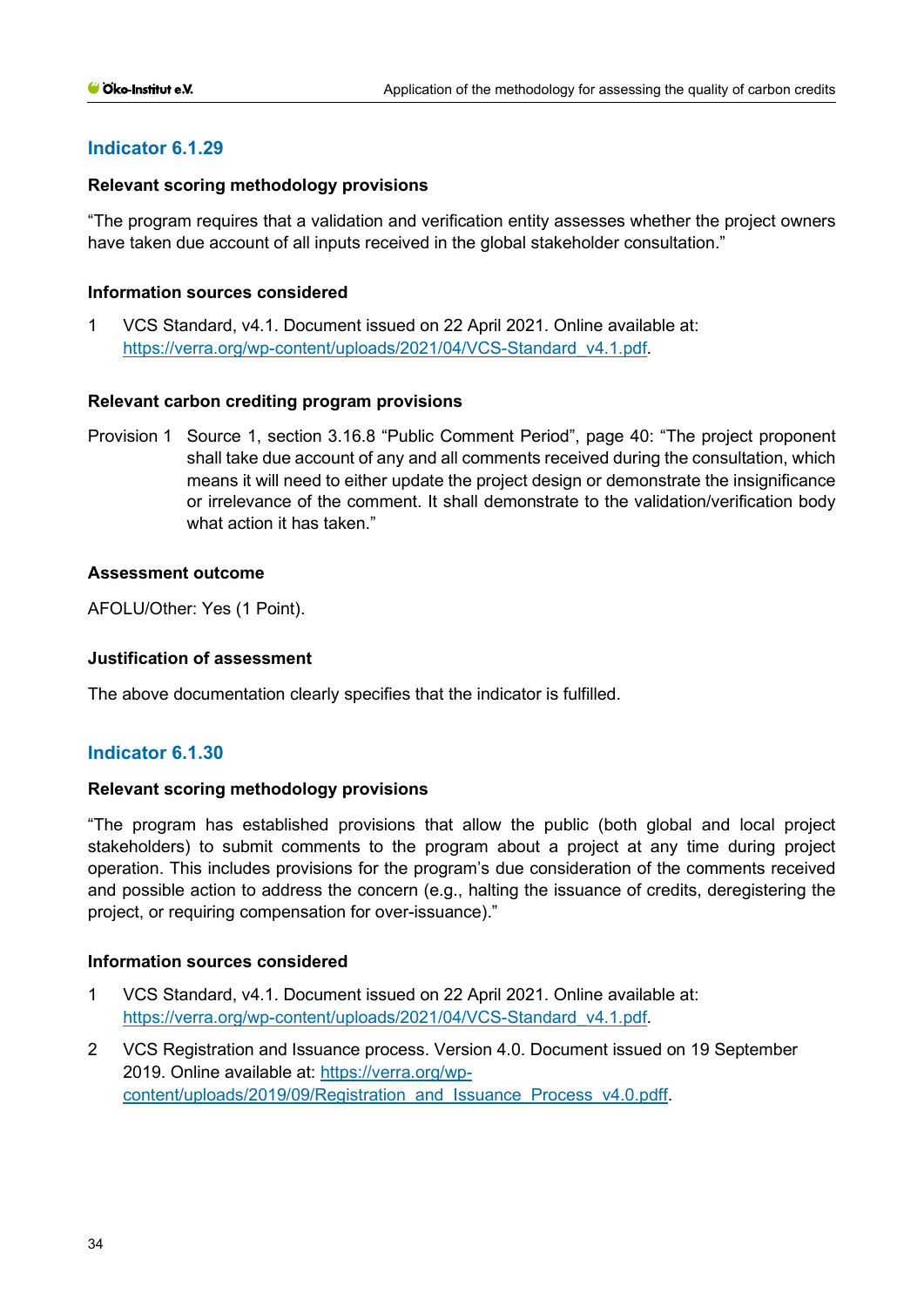### Indicator 6.1.29

**Relevant scoring methodology provisions**

"The program requires that a validation and verification entity assesses whether the project owners have taken due account of all inputs received in the global stakeholder consultation."

**Information sources considered**

1. VCS Standard, v4.1. Document issued on 22 April 2021. Online available at: https://verra.org/wp-content/uploads/2021/04/VCS-Standard_v4.1.pdf.

**Relevant carbon crediting program provisions**

Provision 1 Source 1, section 3.16.8 "Public Comment Period", page 40: "The project proponent shall take due account of any and all comments received during the consultation, which means it will need to either update the project design or demonstrate the insignificance or irrelevance of the comment. It shall demonstrate to the validation/verification body what action it has taken."

**Assessment outcome**

AFOLU/Other: Yes (1 Point).

**Justification of assessment**

The above documentation clearly specifies that the indicator is fulfilled.

### Indicator 6.1.30

**Relevant scoring methodology provisions**

"The program has established provisions that allow the public (both global and local project stakeholders) to submit comments to the program about a project at any time during project operation. This includes provisions for the program's due consideration of the comments received and possible action to address the concern (e.g., halting the issuance of credits, deregistering the project, or requiring compensation for over-issuance)."

**Information sources considered**

1. VCS Standard, v4.1. Document issued on 22 April 2021. Online available at: https://verra.org/wp-content/uploads/2021/04/VCS-Standard_v4.1.pdf.
2. VCS Registration and Issuance process. Version 4.0. Document issued on 19 September 2019. Online available at: https://verra.org/wp-content/uploads/2019/09/Registration_and_Issuance_Process_v4.0.pdff.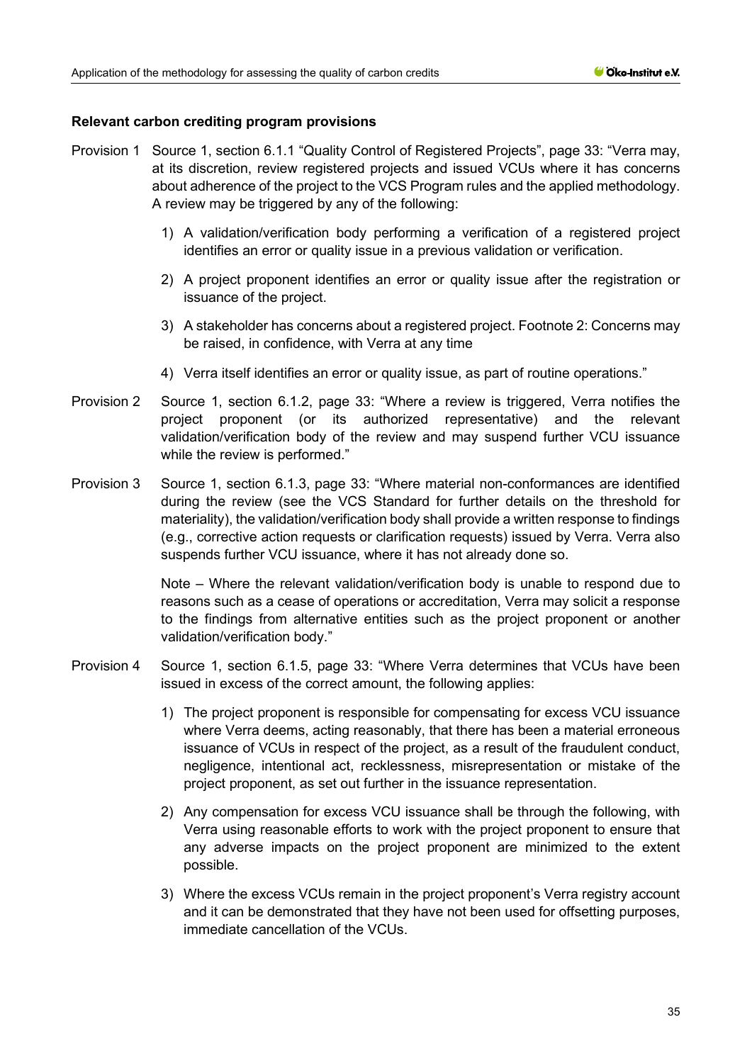**Relevant carbon crediting program provisions**

Provision 1 Source 1, section 6.1.1 "Quality Control of Registered Projects", page 33: "Verra may, at its discretion, review registered projects and issued VCUs where it has concerns about adherence of the project to the VCS Program rules and the applied methodology. A review may be triggered by any of the following:

1) A validation/verification body performing a verification of a registered project identifies an error or quality issue in a previous validation or verification.

2) A project proponent identifies an error or quality issue after the registration or issuance of the project.

3) A stakeholder has concerns about a registered project. Footnote 2: Concerns may be raised, in confidence, with Verra at any time

4) Verra itself identifies an error or quality issue, as part of routine operations."

Provision 2 Source 1, section 6.1.2, page 33: "Where a review is triggered, Verra notifies the project proponent (or its authorized representative) and the relevant validation/verification body of the review and may suspend further VCU issuance while the review is performed."

Provision 3 Source 1, section 6.1.3, page 33: "Where material non-conformances are identified during the review (see the VCS Standard for further details on the threshold for materiality), the validation/verification body shall provide a written response to findings (e.g., corrective action requests or clarification requests) issued by Verra. Verra also suspends further VCU issuance, where it has not already done so.

Note – Where the relevant validation/verification body is unable to respond due to reasons such as a cease of operations or accreditation, Verra may solicit a response to the findings from alternative entities such as the project proponent or another validation/verification body."

Provision 4 Source 1, section 6.1.5, page 33: "Where Verra determines that VCUs have been issued in excess of the correct amount, the following applies:

1) The project proponent is responsible for compensating for excess VCU issuance where Verra deems, acting reasonably, that there has been a material erroneous issuance of VCUs in respect of the project, as a result of the fraudulent conduct, negligence, intentional act, recklessness, misrepresentation or mistake of the project proponent, as set out further in the issuance representation.

2) Any compensation for excess VCU issuance shall be through the following, with Verra using reasonable efforts to work with the project proponent to ensure that any adverse impacts on the project proponent are minimized to the extent possible.

3) Where the excess VCUs remain in the project proponent's Verra registry account and it can be demonstrated that they have not been used for offsetting purposes, immediate cancellation of the VCUs.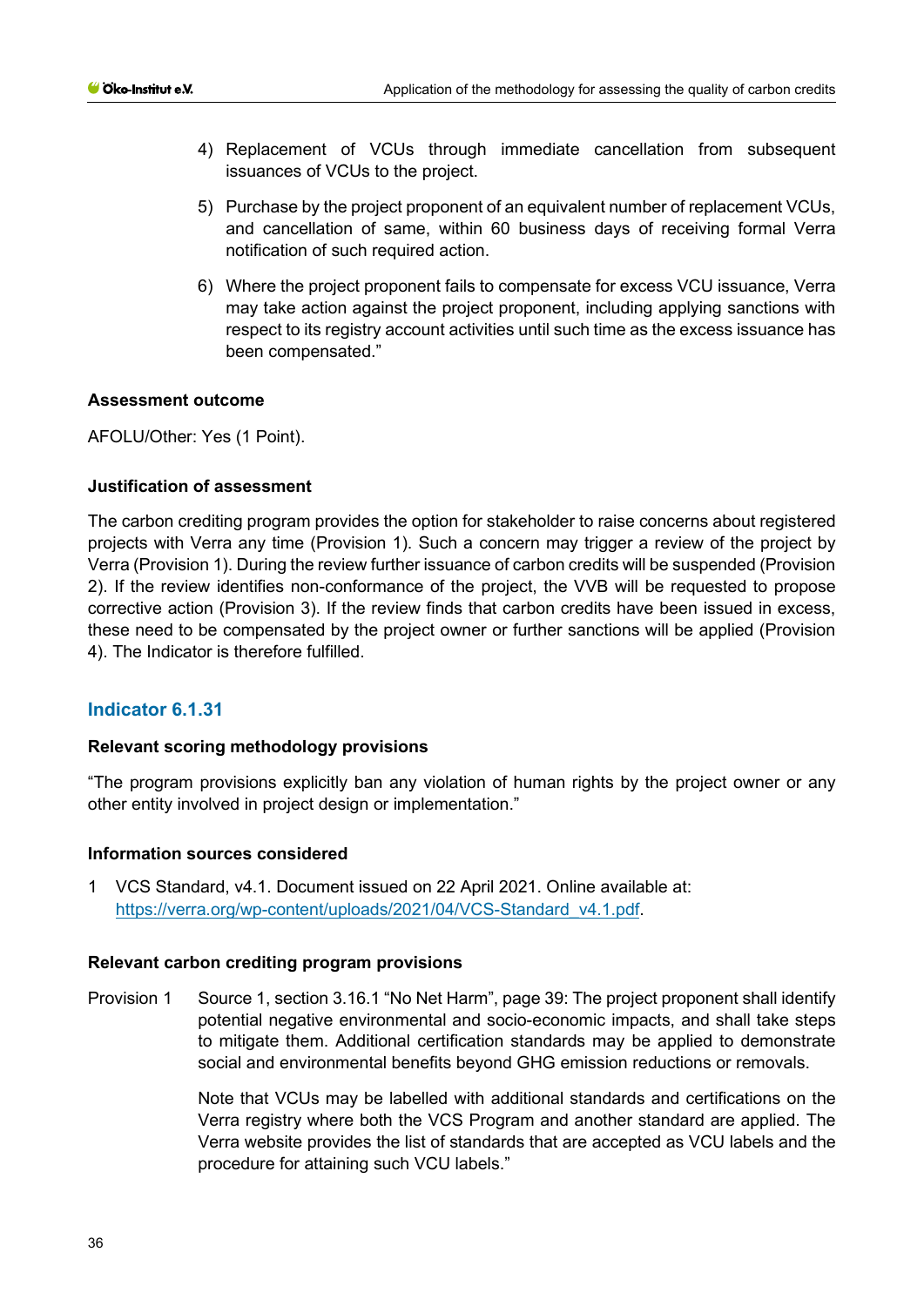4) Replacement of VCUs through immediate cancellation from subsequent issuances of VCUs to the project.

5) Purchase by the project proponent of an equivalent number of replacement VCUs, and cancellation of same, within 60 business days of receiving formal Verra notification of such required action.

6) Where the project proponent fails to compensate for excess VCU issuance, Verra may take action against the project proponent, including applying sanctions with respect to its registry account activities until such time as the excess issuance has been compensated."

**Assessment outcome**

AFOLU/Other: Yes (1 Point).

**Justification of assessment**

The carbon crediting program provides the option for stakeholder to raise concerns about registered projects with Verra any time (Provision 1). Such a concern may trigger a review of the project by Verra (Provision 1). During the review further issuance of carbon credits will be suspended (Provision 2). If the review identifies non-conformance of the project, the VVB will be requested to propose corrective action (Provision 3). If the review finds that carbon credits have been issued in excess, these need to be compensated by the project owner or further sanctions will be applied (Provision 4). The Indicator is therefore fulfilled.

## Indicator 6.1.31

**Relevant scoring methodology provisions**

"The program provisions explicitly ban any violation of human rights by the project owner or any other entity involved in project design or implementation."

**Information sources considered**

1 VCS Standard, v4.1. Document issued on 22 April 2021. Online available at: https://verra.org/wp-content/uploads/2021/04/VCS-Standard_v4.1.pdf.

**Relevant carbon crediting program provisions**

Provision 1 Source 1, section 3.16.1 "No Net Harm", page 39: The project proponent shall identify potential negative environmental and socio-economic impacts, and shall take steps to mitigate them. Additional certification standards may be applied to demonstrate social and environmental benefits beyond GHG emission reductions or removals.

Note that VCUs may be labelled with additional standards and certifications on the Verra registry where both the VCS Program and another standard are applied. The Verra website provides the list of standards that are accepted as VCU labels and the procedure for attaining such VCU labels."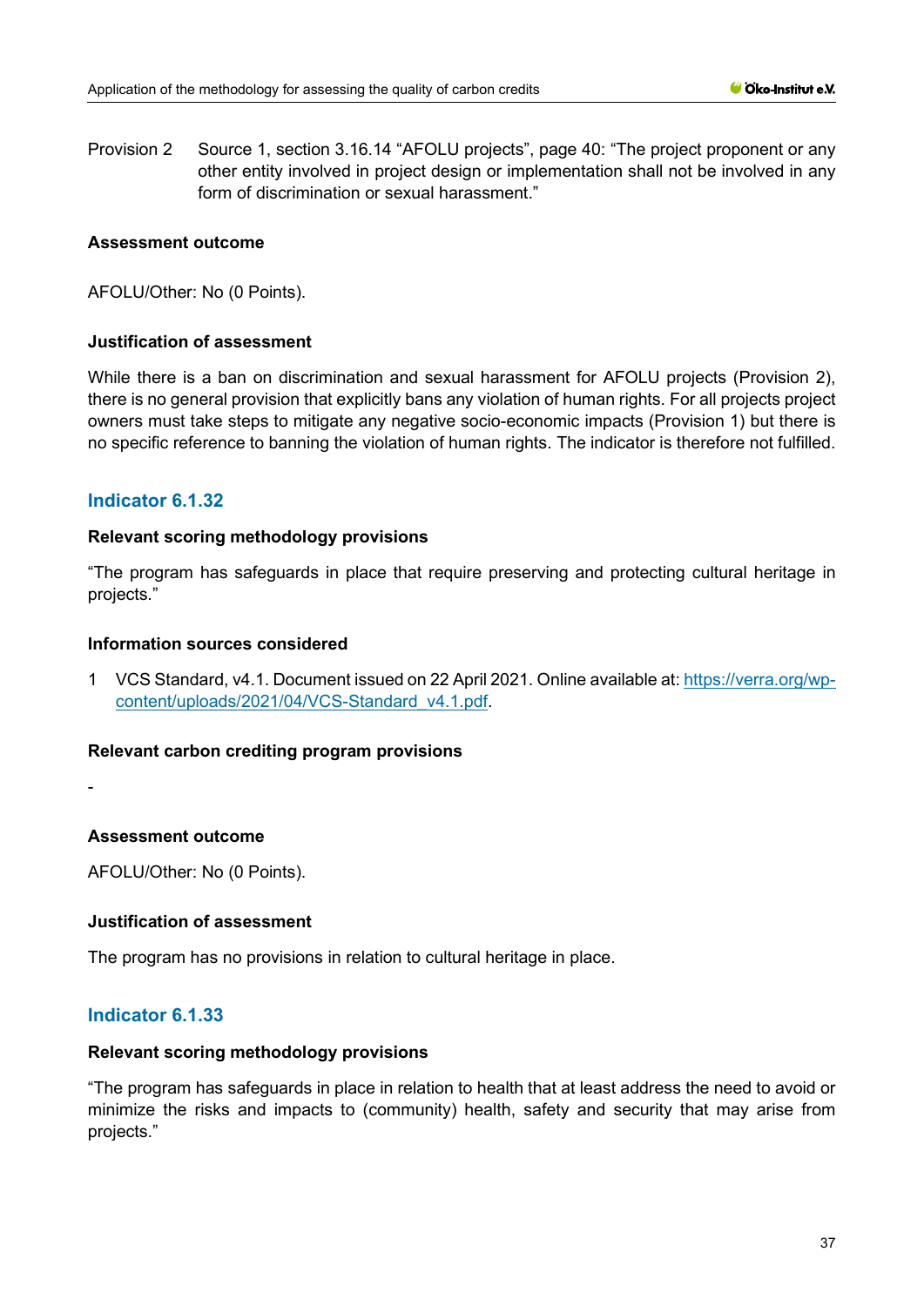Provision 2 Source 1, section 3.16.14 “AFOLU projects”, page 40: “The project proponent or any other entity involved in project design or implementation shall not be involved in any form of discrimination or sexual harassment.”

**Assessment outcome**

AFOLU/Other: No (0 Points).

**Justification of assessment**

While there is a ban on discrimination and sexual harassment for AFOLU projects (Provision 2), there is no general provision that explicitly bans any violation of human rights. For all projects project owners must take steps to mitigate any negative socio-economic impacts (Provision 1) but there is no specific reference to banning the violation of human rights. The indicator is therefore not fulfilled.

### Indicator 6.1.32

**Relevant scoring methodology provisions**

“The program has safeguards in place that require preserving and protecting cultural heritage in projects.”

**Information sources considered**

1 VCS Standard, v4.1. Document issued on 22 April 2021. Online available at: https://verra.org/wp-content/uploads/2021/04/VCS-Standard_v4.1.pdf.

**Relevant carbon crediting program provisions**

-

**Assessment outcome**

AFOLU/Other: No (0 Points).

**Justification of assessment**

The program has no provisions in relation to cultural heritage in place.

### Indicator 6.1.33

**Relevant scoring methodology provisions**

“The program has safeguards in place in relation to health that at least address the need to avoid or minimize the risks and impacts to (community) health, safety and security that may arise from projects.”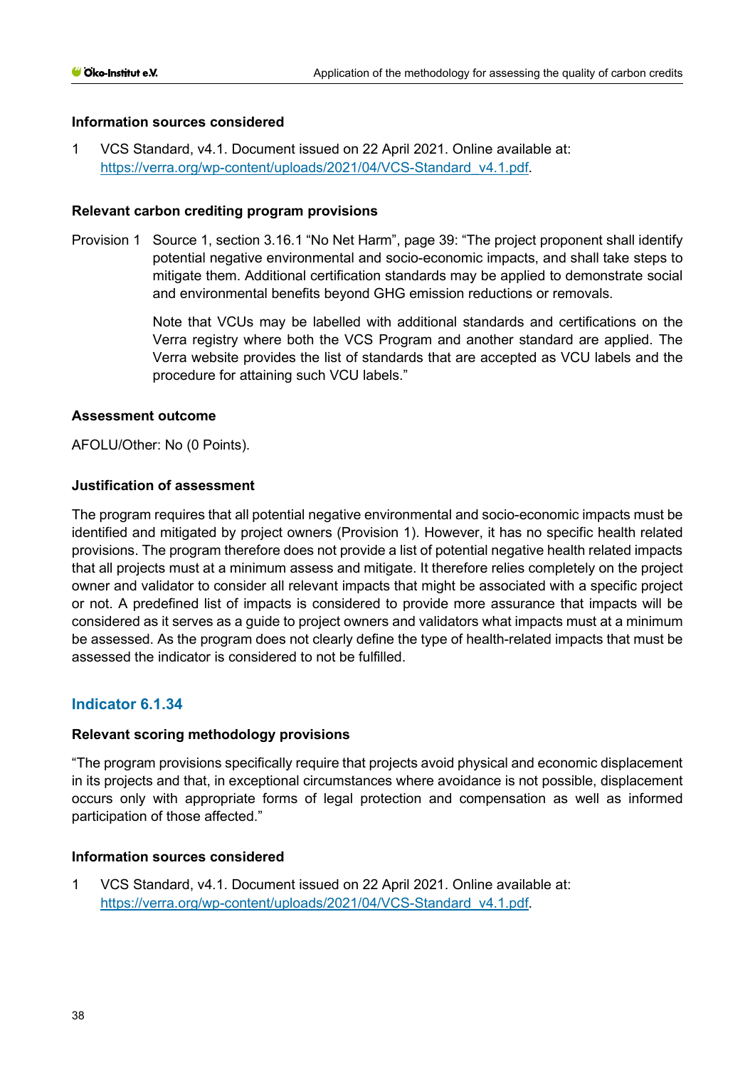#### Information sources considered

1. VCS Standard, v4.1. Document issued on 22 April 2021. Online available at: [https://verra.org/wp-content/uploads/2021/04/VCS-Standard_v4.1.pdf](https://verra.org/wp-content/uploads/2021/04/VCS-Standard_v4.1.pdf).

#### Relevant carbon crediting program provisions

Provision 1 Source 1, section 3.16.1 "No Net Harm", page 39: "The project proponent shall identify potential negative environmental and socio-economic impacts, and shall take steps to mitigate them. Additional certification standards may be applied to demonstrate social and environmental benefits beyond GHG emission reductions or removals.

Note that VCUs may be labelled with additional standards and certifications on the Verra registry where both the VCS Program and another standard are applied. The Verra website provides the list of standards that are accepted as VCU labels and the procedure for attaining such VCU labels."

#### Assessment outcome

AFOLU/Other: No (0 Points).

#### Justification of assessment

The program requires that all potential negative environmental and socio-economic impacts must be identified and mitigated by project owners (Provision 1). However, it has no specific health related provisions. The program therefore does not provide a list of potential negative health related impacts that all projects must at a minimum assess and mitigate. It therefore relies completely on the project owner and validator to consider all relevant impacts that might be associated with a specific project or not. A predefined list of impacts is considered to provide more assurance that impacts will be considered as it serves as a guide to project owners and validators what impacts must at a minimum be assessed. As the program does not clearly define the type of health-related impacts that must be assessed the indicator is considered to not be fulfilled.

### Indicator 6.1.34

#### Relevant scoring methodology provisions

"The program provisions specifically require that projects avoid physical and economic displacement in its projects and that, in exceptional circumstances where avoidance is not possible, displacement occurs only with appropriate forms of legal protection and compensation as well as informed participation of those affected."

#### Information sources considered

1. VCS Standard, v4.1. Document issued on 22 April 2021. Online available at: [https://verra.org/wp-content/uploads/2021/04/VCS-Standard_v4.1.pdf](https://verra.org/wp-content/uploads/2021/04/VCS-Standard_v4.1.pdf).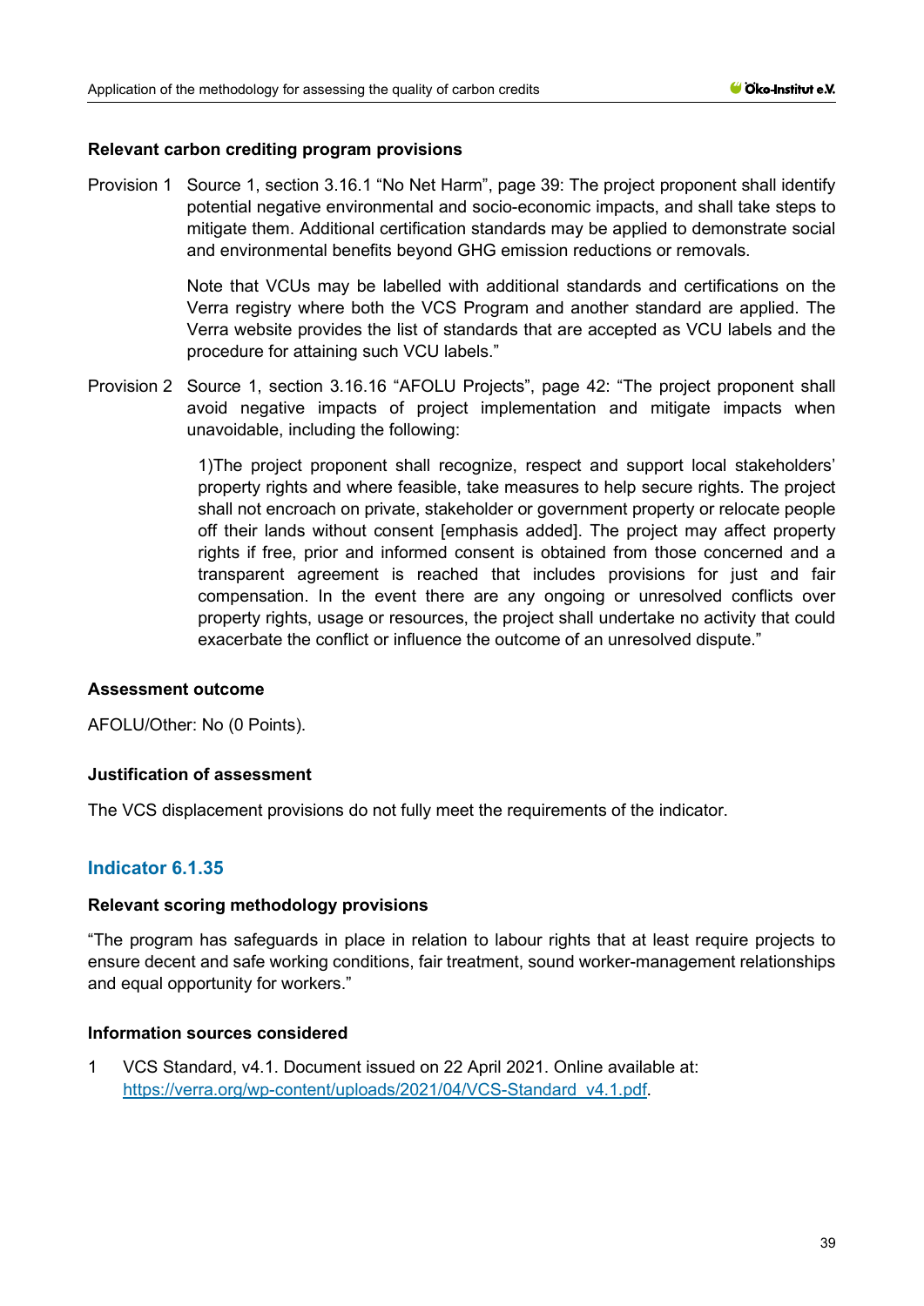#### Relevant carbon crediting program provisions

Provision 1 Source 1, section 3.16.1 "No Net Harm", page 39: The project proponent shall identify potential negative environmental and socio-economic impacts, and shall take steps to mitigate them. Additional certification standards may be applied to demonstrate social and environmental benefits beyond GHG emission reductions or removals.

Note that VCUs may be labelled with additional standards and certifications on the Verra registry where both the VCS Program and another standard are applied. The Verra website provides the list of standards that are accepted as VCU labels and the procedure for attaining such VCU labels."

Provision 2 Source 1, section 3.16.16 "AFOLU Projects", page 42: "The project proponent shall avoid negative impacts of project implementation and mitigate impacts when unavoidable, including the following:

> 1)The project proponent shall recognize, respect and support local stakeholders' property rights and where feasible, take measures to help secure rights. The project shall not encroach on private, stakeholder or government property or relocate people off their lands without consent [emphasis added]. The project may affect property rights if free, prior and informed consent is obtained from those concerned and a transparent agreement is reached that includes provisions for just and fair compensation. In the event there are any ongoing or unresolved conflicts over property rights, usage or resources, the project shall undertake no activity that could exacerbate the conflict or influence the outcome of an unresolved dispute."

#### Assessment outcome

AFOLU/Other: No (0 Points).

#### Justification of assessment

The VCS displacement provisions do not fully meet the requirements of the indicator.

### Indicator 6.1.35

#### Relevant scoring methodology provisions

"The program has safeguards in place in relation to labour rights that at least require projects to ensure decent and safe working conditions, fair treatment, sound worker-management relationships and equal opportunity for workers."

#### Information sources considered

1 VCS Standard, v4.1. Document issued on 22 April 2021. Online available at: https://verra.org/wp-content/uploads/2021/04/VCS-Standard_v4.1.pdf.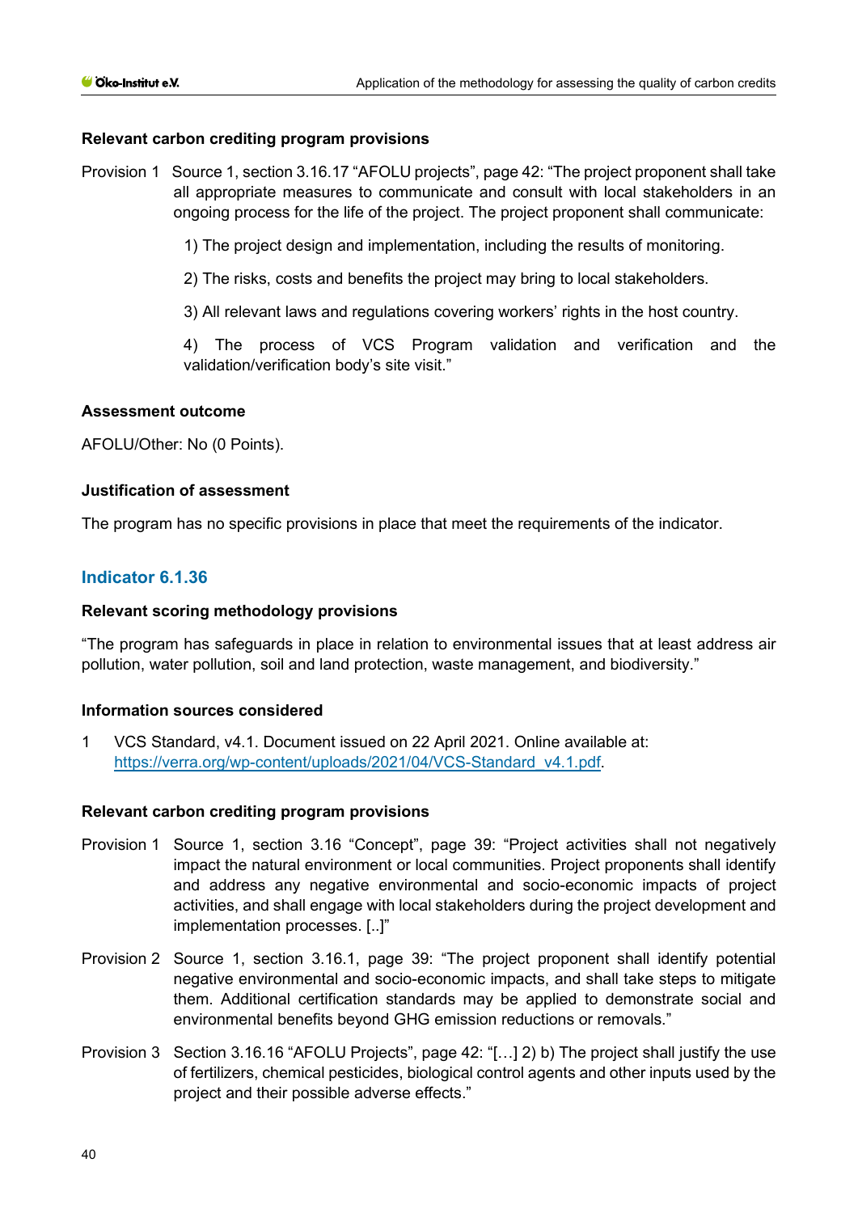**Relevant carbon crediting program provisions**

Provision 1 Source 1, section 3.16.17 "AFOLU projects", page 42: "The project proponent shall take all appropriate measures to communicate and consult with local stakeholders in an ongoing process for the life of the project. The project proponent shall communicate:

1) The project design and implementation, including the results of monitoring.

2) The risks, costs and benefits the project may bring to local stakeholders.

3) All relevant laws and regulations covering workers' rights in the host country.

4) The process of VCS Program validation and verification and the validation/verification body's site visit."

**Assessment outcome**

AFOLU/Other: No (0 Points).

**Justification of assessment**

The program has no specific provisions in place that meet the requirements of the indicator.

## Indicator 6.1.36

**Relevant scoring methodology provisions**

"The program has safeguards in place in relation to environmental issues that at least address air pollution, water pollution, soil and land protection, waste management, and biodiversity."

**Information sources considered**

1 VCS Standard, v4.1. Document issued on 22 April 2021. Online available at: https://verra.org/wp-content/uploads/2021/04/VCS-Standard_v4.1.pdf.

**Relevant carbon crediting program provisions**

Provision 1 Source 1, section 3.16 "Concept", page 39: "Project activities shall not negatively impact the natural environment or local communities. Project proponents shall identify and address any negative environmental and socio-economic impacts of project activities, and shall engage with local stakeholders during the project development and implementation processes. [..]"

Provision 2 Source 1, section 3.16.1, page 39: "The project proponent shall identify potential negative environmental and socio-economic impacts, and shall take steps to mitigate them. Additional certification standards may be applied to demonstrate social and environmental benefits beyond GHG emission reductions or removals."

Provision 3 Section 3.16.16 "AFOLU Projects", page 42: "[…] 2) b) The project shall justify the use of fertilizers, chemical pesticides, biological control agents and other inputs used by the project and their possible adverse effects."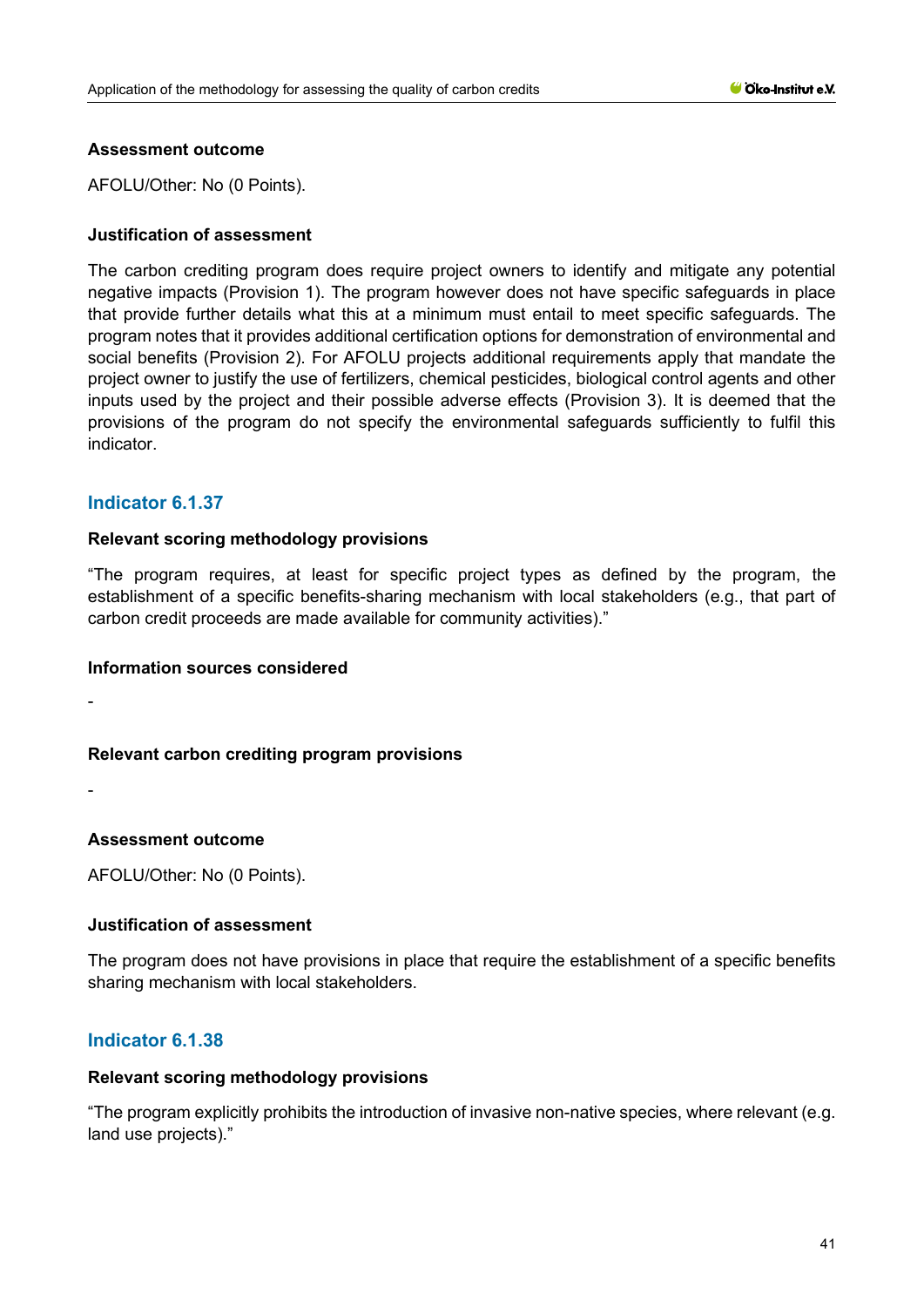#### Assessment outcome

AFOLU/Other: No (0 Points).

#### Justification of assessment

The carbon crediting program does require project owners to identify and mitigate any potential negative impacts (Provision 1). The program however does not have specific safeguards in place that provide further details what this at a minimum must entail to meet specific safeguards. The program notes that it provides additional certification options for demonstration of environmental and social benefits (Provision 2). For AFOLU projects additional requirements apply that mandate the project owner to justify the use of fertilizers, chemical pesticides, biological control agents and other inputs used by the project and their possible adverse effects (Provision 3). It is deemed that the provisions of the program do not specify the environmental safeguards sufficiently to fulfil this indicator.

### Indicator 6.1.37

#### Relevant scoring methodology provisions

"The program requires, at least for specific project types as defined by the program, the establishment of a specific benefits-sharing mechanism with local stakeholders (e.g., that part of carbon credit proceeds are made available for community activities)."

#### Information sources considered

-

#### Relevant carbon crediting program provisions

-

#### Assessment outcome

AFOLU/Other: No (0 Points).

#### Justification of assessment

The program does not have provisions in place that require the establishment of a specific benefits sharing mechanism with local stakeholders.

### Indicator 6.1.38

#### Relevant scoring methodology provisions

"The program explicitly prohibits the introduction of invasive non-native species, where relevant (e.g. land use projects)."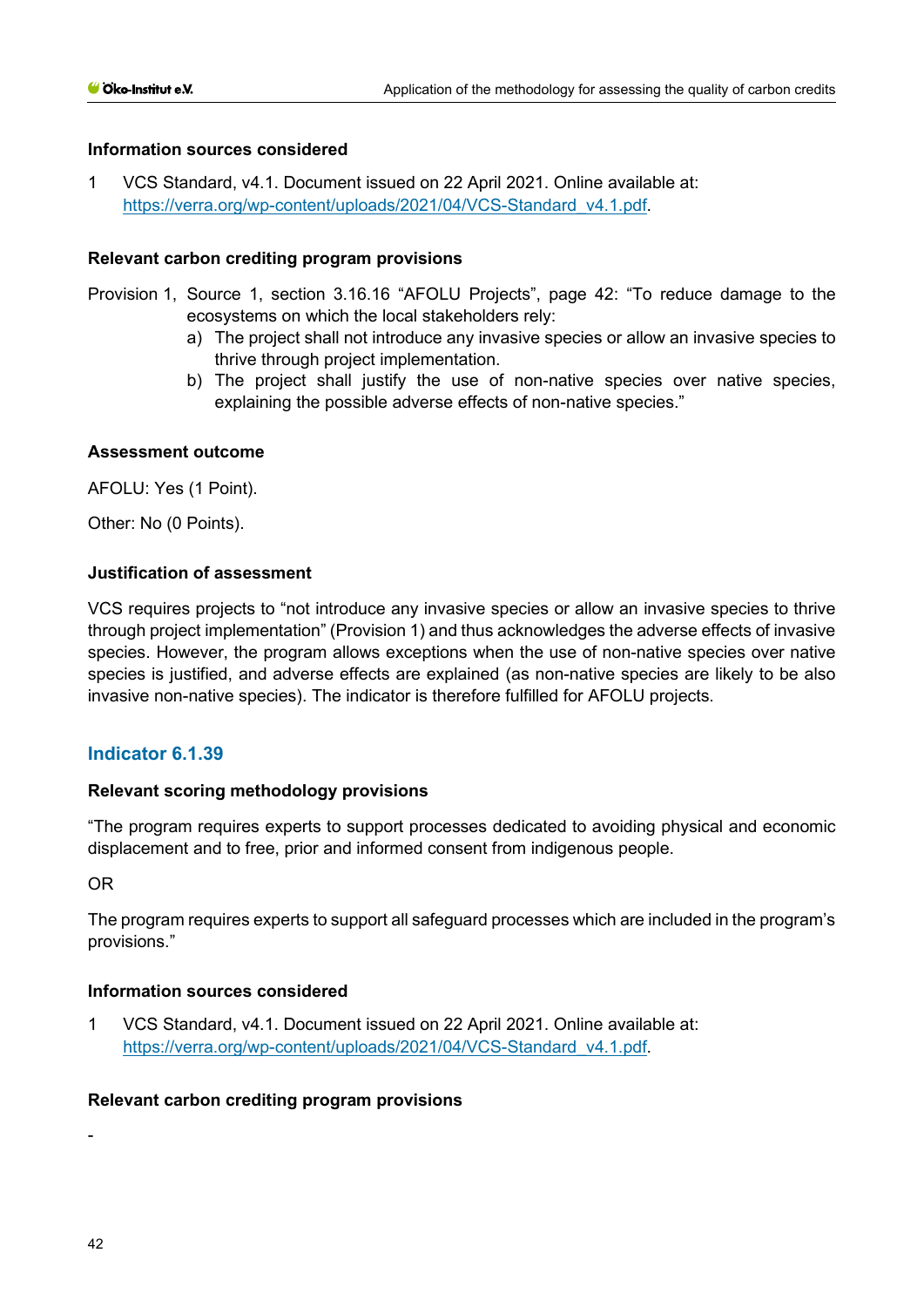**Information sources considered**

1 VCS Standard, v4.1. Document issued on 22 April 2021. Online available at: https://verra.org/wp-content/uploads/2021/04/VCS-Standard_v4.1.pdf.

**Relevant carbon crediting program provisions**

Provision 1, Source 1, section 3.16.16 "AFOLU Projects", page 42: "To reduce damage to the ecosystems on which the local stakeholders rely:

a) The project shall not introduce any invasive species or allow an invasive species to thrive through project implementation.
b) The project shall justify the use of non-native species over native species, explaining the possible adverse effects of non-native species."

**Assessment outcome**

AFOLU: Yes (1 Point).

Other: No (0 Points).

**Justification of assessment**

VCS requires projects to "not introduce any invasive species or allow an invasive species to thrive through project implementation" (Provision 1) and thus acknowledges the adverse effects of invasive species. However, the program allows exceptions when the use of non-native species over native species is justified, and adverse effects are explained (as non-native species are likely to be also invasive non-native species). The indicator is therefore fulfilled for AFOLU projects.

## Indicator 6.1.39

**Relevant scoring methodology provisions**

"The program requires experts to support processes dedicated to avoiding physical and economic displacement and to free, prior and informed consent from indigenous people.

OR

The program requires experts to support all safeguard processes which are included in the program's provisions."

**Information sources considered**

1 VCS Standard, v4.1. Document issued on 22 April 2021. Online available at: https://verra.org/wp-content/uploads/2021/04/VCS-Standard_v4.1.pdf.

**Relevant carbon crediting program provisions**

-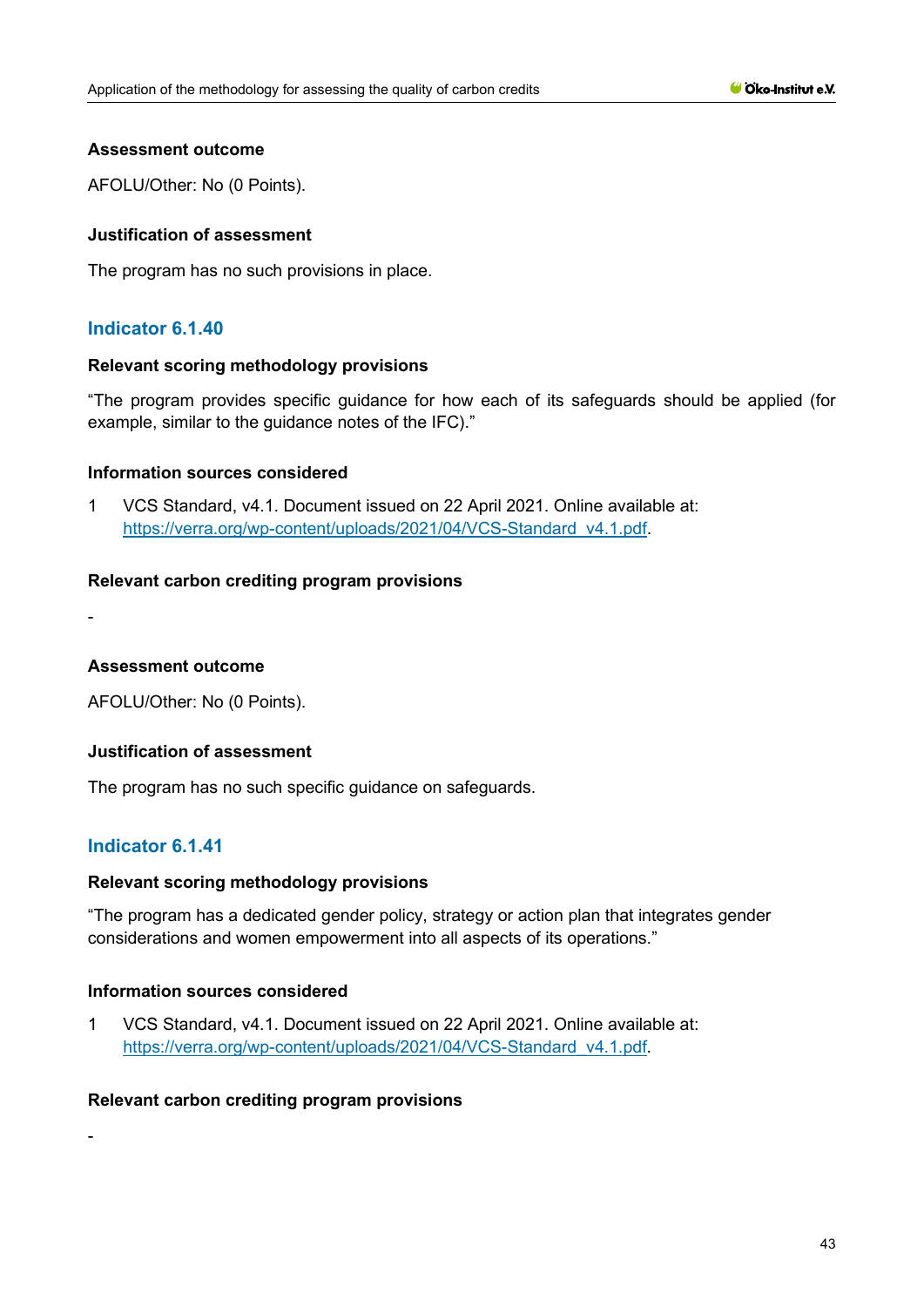### Assessment outcome

AFOLU/Other: No (0 Points).

### Justification of assessment

The program has no such provisions in place.

## Indicator 6.1.40

### Relevant scoring methodology provisions

"The program provides specific guidance for how each of its safeguards should be applied (for example, similar to the guidance notes of the IFC)."

### Information sources considered

1 VCS Standard, v4.1. Document issued on 22 April 2021. Online available at: https://verra.org/wp-content/uploads/2021/04/VCS-Standard_v4.1.pdf.

### Relevant carbon crediting program provisions

-

### Assessment outcome

AFOLU/Other: No (0 Points).

### Justification of assessment

The program has no such specific guidance on safeguards.

## Indicator 6.1.41

### Relevant scoring methodology provisions

"The program has a dedicated gender policy, strategy or action plan that integrates gender considerations and women empowerment into all aspects of its operations."

### Information sources considered

1 VCS Standard, v4.1. Document issued on 22 April 2021. Online available at: https://verra.org/wp-content/uploads/2021/04/VCS-Standard_v4.1.pdf.

### Relevant carbon crediting program provisions

-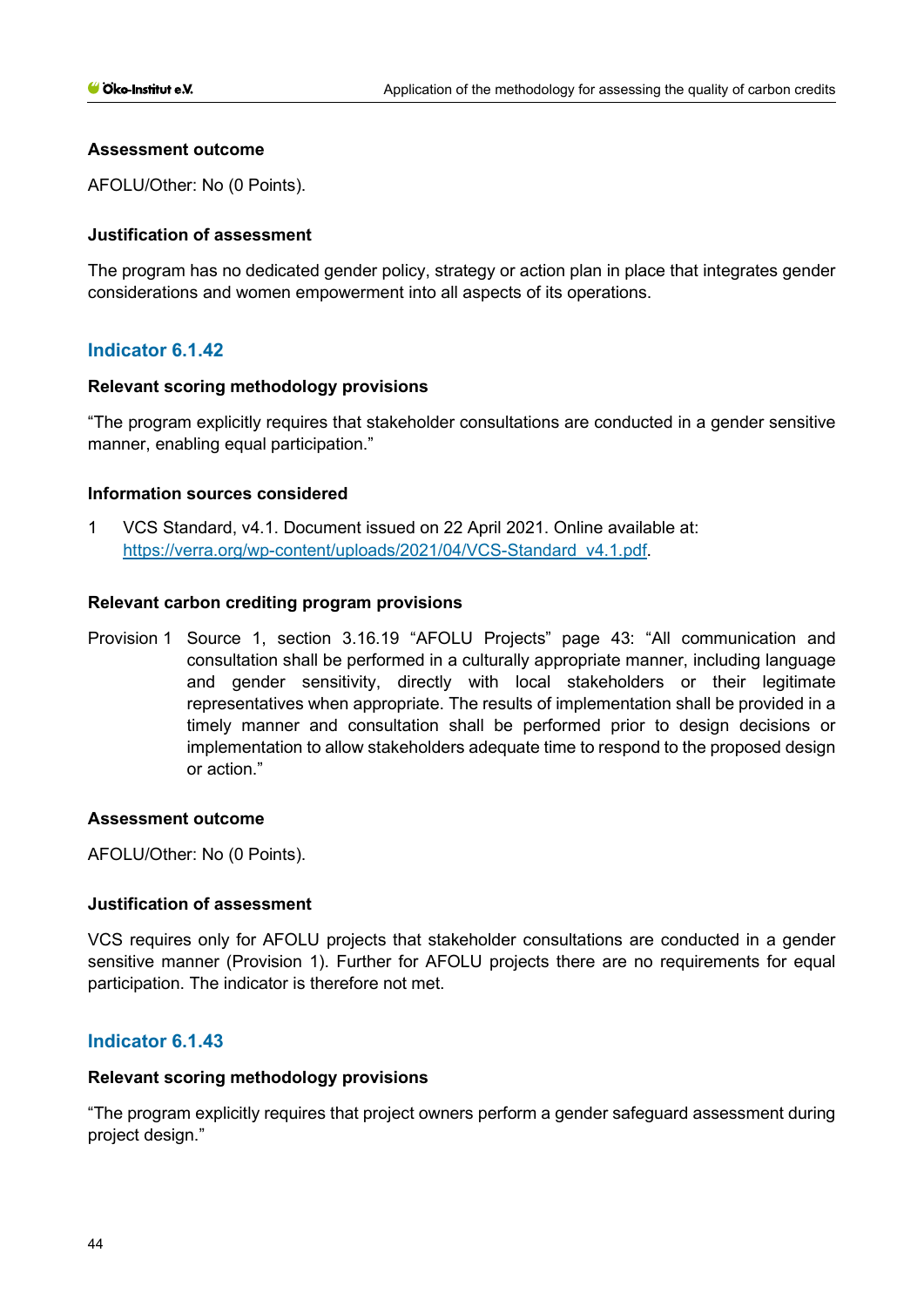**Assessment outcome**

AFOLU/Other: No (0 Points).

**Justification of assessment**

The program has no dedicated gender policy, strategy or action plan in place that integrates gender considerations and women empowerment into all aspects of its operations.

### Indicator 6.1.42

**Relevant scoring methodology provisions**

"The program explicitly requires that stakeholder consultations are conducted in a gender sensitive manner, enabling equal participation."

**Information sources considered**

1 VCS Standard, v4.1. Document issued on 22 April 2021. Online available at: https://verra.org/wp-content/uploads/2021/04/VCS-Standard_v4.1.pdf.

**Relevant carbon crediting program provisions**

Provision 1 Source 1, section 3.16.19 "AFOLU Projects" page 43: "All communication and consultation shall be performed in a culturally appropriate manner, including language and gender sensitivity, directly with local stakeholders or their legitimate representatives when appropriate. The results of implementation shall be provided in a timely manner and consultation shall be performed prior to design decisions or implementation to allow stakeholders adequate time to respond to the proposed design or action."

**Assessment outcome**

AFOLU/Other: No (0 Points).

**Justification of assessment**

VCS requires only for AFOLU projects that stakeholder consultations are conducted in a gender sensitive manner (Provision 1). Further for AFOLU projects there are no requirements for equal participation. The indicator is therefore not met.

### Indicator 6.1.43

**Relevant scoring methodology provisions**

"The program explicitly requires that project owners perform a gender safeguard assessment during project design."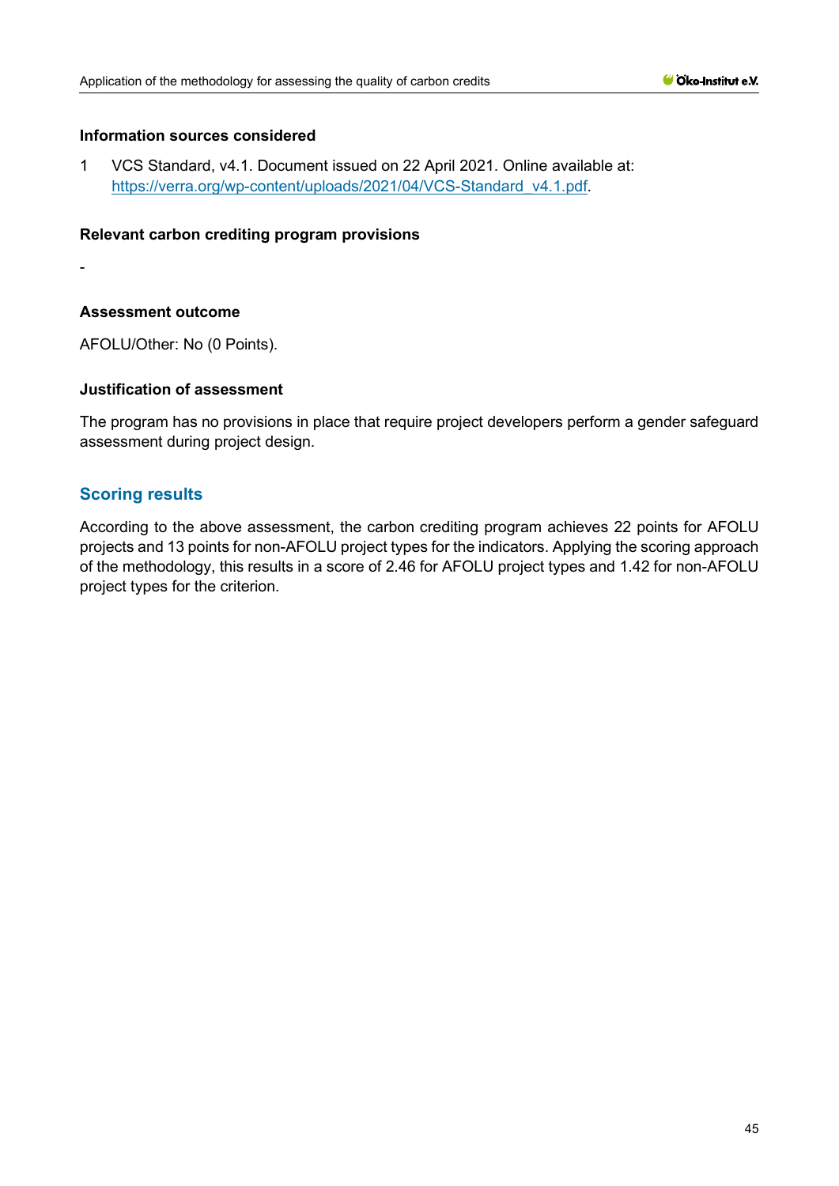#### Information sources considered

1 VCS Standard, v4.1. Document issued on 22 April 2021. Online available at: https://verra.org/wp-content/uploads/2021/04/VCS-Standard_v4.1.pdf.

#### Relevant carbon crediting program provisions

-

#### Assessment outcome

AFOLU/Other: No (0 Points).

#### Justification of assessment

The program has no provisions in place that require project developers perform a gender safeguard assessment during project design.

### Scoring results

According to the above assessment, the carbon crediting program achieves 22 points for AFOLU projects and 13 points for non-AFOLU project types for the indicators. Applying the scoring approach of the methodology, this results in a score of 2.46 for AFOLU project types and 1.42 for non-AFOLU project types for the criterion.